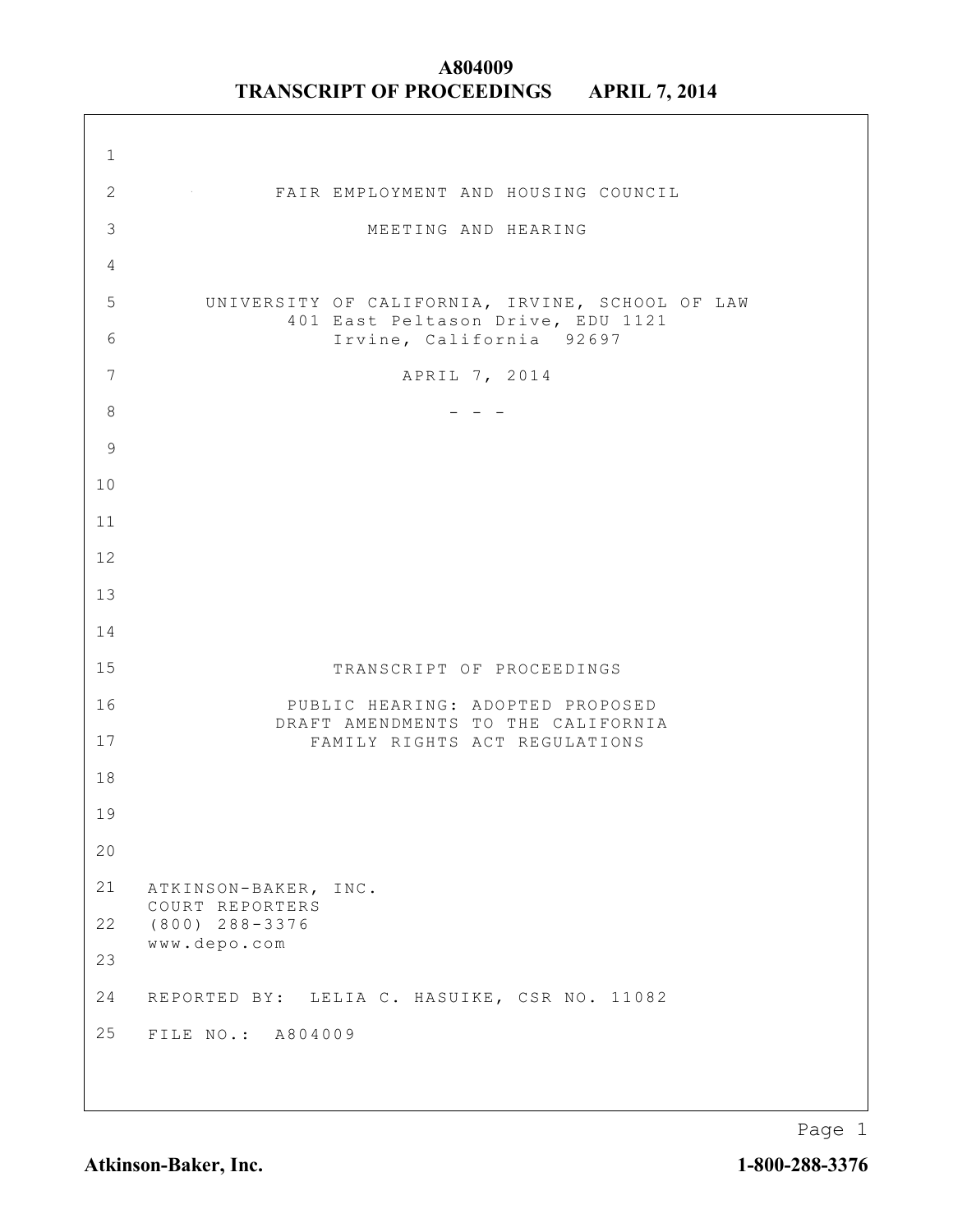FAIR EMPLOYMENT AND HOUSING COUNCIL

MEETING AND HEARING

UNIVERSITY OF CALIFORNIA, IRVINE, SCHOOL OF LAW
401 East Peltason Drive, EDU 1121
Irvine, California 92697

APRIL 7, 2014

\- - -

TRANSCRIPT OF PROCEEDINGS

PUBLIC HEARING: ADOPTED PROPOSED
DRAFT AMENDMENTS TO THE CALIFORNIA
FAMILY RIGHTS ACT REGULATIONS

ATKINSON-BAKER, INC.
COURT REPORTERS
(800) 288-3376
www.depo.com

REPORTED BY: LELIA C. HASUIKE, CSR NO. 11082

FILE NO.: A804009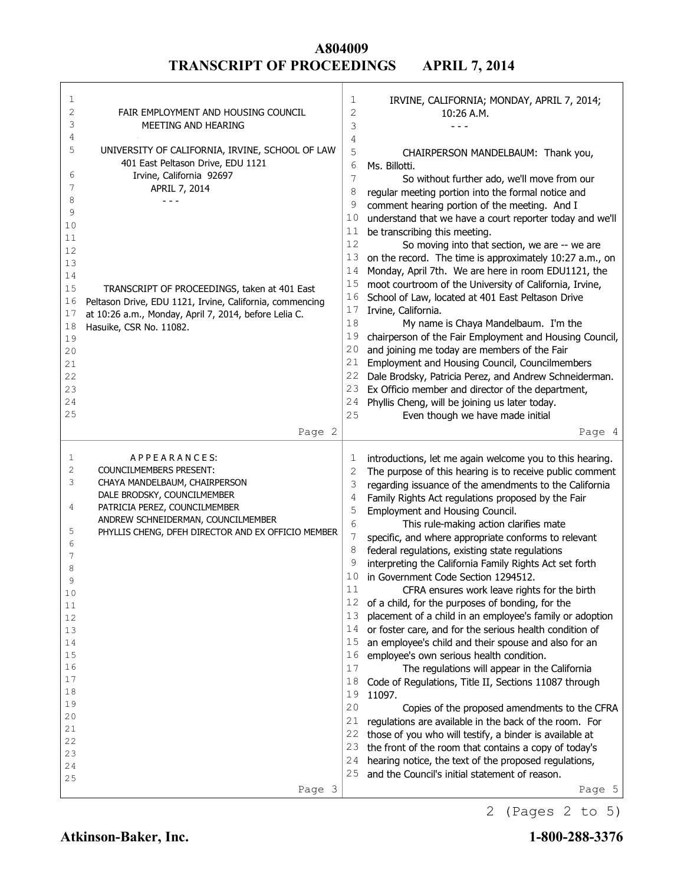FAIR EMPLOYMENT AND HOUSING COUNCIL
MEETING AND HEARING

UNIVERSITY OF CALIFORNIA, IRVINE, SCHOOL OF LAW
401 East Peltason Drive, EDU 1121
Irvine, California 92697
APRIL 7, 2014

- - -

TRANSCRIPT OF PROCEEDINGS, taken at 401 East Peltason Drive, EDU 1121, Irvine, California, commencing at 10:26 a.m., Monday, April 7, 2014, before Lelia C. Hasuike, CSR No. 11082.

A P P E A R A N C E S:

COUNCILMEMBERS PRESENT:
CHAYA MANDELBAUM, CHAIRPERSON
DALE BRODSKY, COUNCILMEMBER
PATRICIA PEREZ, COUNCILMEMBER
ANDREW SCHNEIDERMAN, COUNCILMEMBER
PHYLLIS CHENG, DFEH DIRECTOR AND EX OFFICIO MEMBER

IRVINE, CALIFORNIA; MONDAY, APRIL 7, 2014;
10:26 A.M.

- - -

CHAIRPERSON MANDELBAUM: Thank you, Ms. Billotti.

So without further ado, we'll move from our regular meeting portion into the formal notice and comment hearing portion of the meeting. And I understand that we have a court reporter today and we'll be transcribing this meeting.

So moving into that section, we are -- we are on the record. The time is approximately 10:27 a.m., on Monday, April 7th. We are here in room EDU1121, the moot courtroom of the University of California, Irvine, School of Law, located at 401 East Peltason Drive Irvine, California.

My name is Chaya Mandelbaum. I'm the chairperson of the Fair Employment and Housing Council, and joining me today are members of the Fair Employment and Housing Council, Councilmembers Dale Brodsky, Patricia Perez, and Andrew Schneiderman. Ex Officio member and director of the department, Phyllis Cheng, will be joining us later today.

Even though we have made initial introductions, let me again welcome you to this hearing. The purpose of this hearing is to receive public comment regarding issuance of the amendments to the California Family Rights Act regulations proposed by the Fair Employment and Housing Council.

This rule-making action clarifies mate specific, and where appropriate conforms to relevant federal regulations, existing state regulations interpreting the California Family Rights Act set forth in Government Code Section 1294512.

CFRA ensures work leave rights for the birth of a child, for the purposes of bonding, for the placement of a child in an employee's family or adoption or foster care, and for the serious health condition of an employee's child and their spouse and also for an employee's own serious health condition.

The regulations will appear in the California Code of Regulations, Title II, Sections 11087 through 11097.

Copies of the proposed amendments to the CFRA regulations are available in the back of the room. For those of you who will testify, a binder is available at the front of the room that contains a copy of today's hearing notice, the text of the proposed regulations, and the Council's initial statement of reason.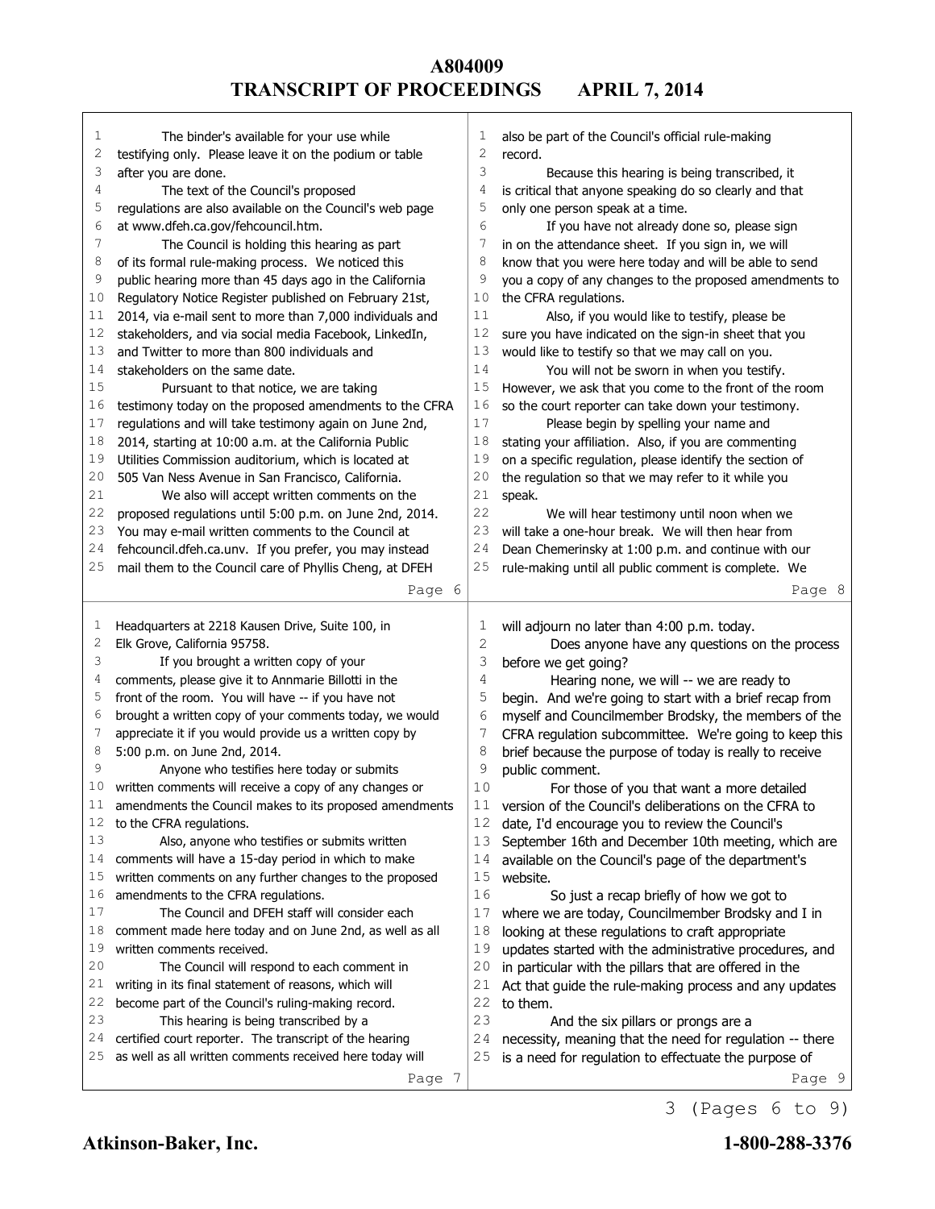The binder's available for your use while testifying only. Please leave it on the podium or table after you are done.

The text of the Council's proposed regulations are also available on the Council's web page at www.dfeh.ca.gov/fehcouncil.htm.

The Council is holding this hearing as part of its formal rule-making process. We noticed this public hearing more than 45 days ago in the California Regulatory Notice Register published on February 21st, 2014, via e-mail sent to more than 7,000 individuals and stakeholders, and via social media Facebook, LinkedIn, and Twitter to more than 800 individuals and stakeholders on the same date.

Pursuant to that notice, we are taking testimony today on the proposed amendments to the CFRA regulations and will take testimony again on June 2nd, 2014, starting at 10:00 a.m. at the California Public Utilities Commission auditorium, which is located at 505 Van Ness Avenue in San Francisco, California.

We also will accept written comments on the proposed regulations until 5:00 p.m. on June 2nd, 2014. You may e-mail written comments to the Council at fehcouncil.dfeh.ca.unv. If you prefer, you may instead mail them to the Council care of Phyllis Cheng, at DFEH Headquarters at 2218 Kausen Drive, Suite 100, in Elk Grove, California 95758.

If you brought a written copy of your comments, please give it to Annmarie Billotti in the front of the room. You will have -- if you have not brought a written copy of your comments today, we would appreciate it if you would provide us a written copy by 5:00 p.m. on June 2nd, 2014.

Anyone who testifies here today or submits written comments will receive a copy of any changes or amendments the Council makes to its proposed amendments to the CFRA regulations.

Also, anyone who testifies or submits written comments will have a 15-day period in which to make written comments on any further changes to the proposed amendments to the CFRA regulations.

The Council and DFEH staff will consider each comment made here today and on June 2nd, as well as all written comments received.

The Council will respond to each comment in writing in its final statement of reasons, which will become part of the Council's ruling-making record.

This hearing is being transcribed by a certified court reporter. The transcript of the hearing as well as all written comments received here today will also be part of the Council's official rule-making record.

Because this hearing is being transcribed, it is critical that anyone speaking do so clearly and that only one person speak at a time.

If you have not already done so, please sign in on the attendance sheet. If you sign in, we will know that you were here today and will be able to send you a copy of any changes to the proposed amendments to the CFRA regulations.

Also, if you would like to testify, please be sure you have indicated on the sign-in sheet that you would like to testify so that we may call on you.

You will not be sworn in when you testify. However, we ask that you come to the front of the room so the court reporter can take down your testimony.

Please begin by spelling your name and stating your affiliation. Also, if you are commenting on a specific regulation, please identify the section of the regulation so that we may refer to it while you speak.

We will hear testimony until noon when we will take a one-hour break. We will then hear from Dean Chemerinsky at 1:00 p.m. and continue with our rule-making until all public comment is complete. We will adjourn no later than 4:00 p.m. today.

Does anyone have any questions on the process before we get going?

Hearing none, we will -- we are ready to begin. And we're going to start with a brief recap from myself and Councilmember Brodsky, the members of the CFRA regulation subcommittee. We're going to keep this brief because the purpose of today is really to receive public comment.

For those of you that want a more detailed version of the Council's deliberations on the CFRA to date, I'd encourage you to review the Council's September 16th and December 10th meeting, which are available on the Council's page of the department's website.

So just a recap briefly of how we got to where we are today, Councilmember Brodsky and I in looking at these regulations to craft appropriate updates started with the administrative procedures, and in particular with the pillars that are offered in the Act that guide the rule-making process and any updates to them.

And the six pillars or prongs are a necessity, meaning that the need for regulation -- there is a need for regulation to effectuate the purpose of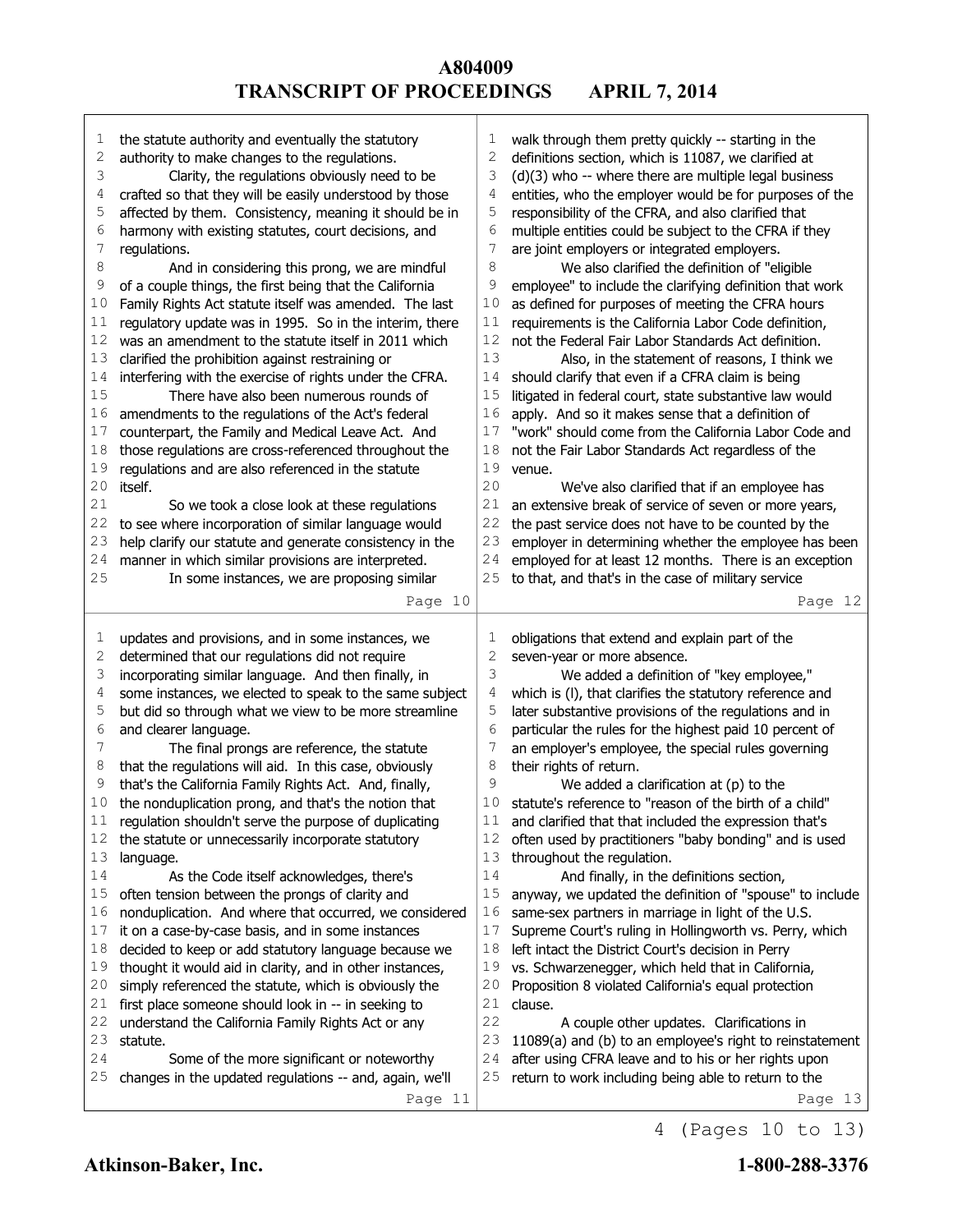the statute authority and eventually the statutory authority to make changes to the regulations.

Clarity, the regulations obviously need to be crafted so that they will be easily understood by those affected by them. Consistency, meaning it should be in harmony with existing statutes, court decisions, and regulations.

And in considering this prong, we are mindful of a couple things, the first being that the California Family Rights Act statute itself was amended. The last regulatory update was in 1995. So in the interim, there was an amendment to the statute itself in 2011 which clarified the prohibition against restraining or interfering with the exercise of rights under the CFRA.

There have also been numerous rounds of amendments to the regulations of the Act's federal counterpart, the Family and Medical Leave Act. And those regulations are cross-referenced throughout the regulations and are also referenced in the statute itself.

So we took a close look at these regulations to see where incorporation of similar language would help clarify our statute and generate consistency in the manner in which similar provisions are interpreted.

In some instances, we are proposing similar updates and provisions, and in some instances, we determined that our regulations did not require incorporating similar language. And then finally, in some instances, we elected to speak to the same subject but did so through what we view to be more streamline and clearer language.

The final prongs are reference, the statute that the regulations will aid. In this case, obviously that's the California Family Rights Act. And, finally, the nonduplication prong, and that's the notion that regulation shouldn't serve the purpose of duplicating the statute or unnecessarily incorporate statutory language.

As the Code itself acknowledges, there's often tension between the prongs of clarity and nonduplication. And where that occurred, we considered it on a case-by-case basis, and in some instances decided to keep or add statutory language because we thought it would aid in clarity, and in other instances, simply referenced the statute, which is obviously the first place someone should look in -- in seeking to understand the California Family Rights Act or any statute.

Some of the more significant or noteworthy changes in the updated regulations -- and, again, we'll walk through them pretty quickly -- starting in the definitions section, which is 11087, we clarified at (d)(3) who -- where there are multiple legal business entities, who the employer would be for purposes of the responsibility of the CFRA, and also clarified that multiple entities could be subject to the CFRA if they are joint employers or integrated employers.

We also clarified the definition of "eligible employee" to include the clarifying definition that work as defined for purposes of meeting the CFRA hours requirements is the California Labor Code definition, not the Federal Fair Labor Standards Act definition.

Also, in the statement of reasons, I think we should clarify that even if a CFRA claim is being litigated in federal court, state substantive law would apply. And so it makes sense that a definition of "work" should come from the California Labor Code and not the Fair Labor Standards Act regardless of the venue.

We've also clarified that if an employee has an extensive break of service of seven or more years, the past service does not have to be counted by the employer in determining whether the employee has been employed for at least 12 months. There is an exception to that, and that's in the case of military service obligations that extend and explain part of the seven-year or more absence.

We added a definition of "key employee," which is (l), that clarifies the statutory reference and later substantive provisions of the regulations and in particular the rules for the highest paid 10 percent of an employer's employee, the special rules governing their rights of return.

We added a clarification at (p) to the statute's reference to "reason of the birth of a child" and clarified that that included the expression that's often used by practitioners "baby bonding" and is used throughout the regulation.

And finally, in the definitions section, anyway, we updated the definition of "spouse" to include same-sex partners in marriage in light of the U.S. Supreme Court's ruling in Hollingworth vs. Perry, which left intact the District Court's decision in Perry vs. Schwarzenegger, which held that in California, Proposition 8 violated California's equal protection clause.

A couple other updates. Clarifications in 11089(a) and (b) to an employee's right to reinstatement after using CFRA leave and to his or her rights upon return to work including being able to return to the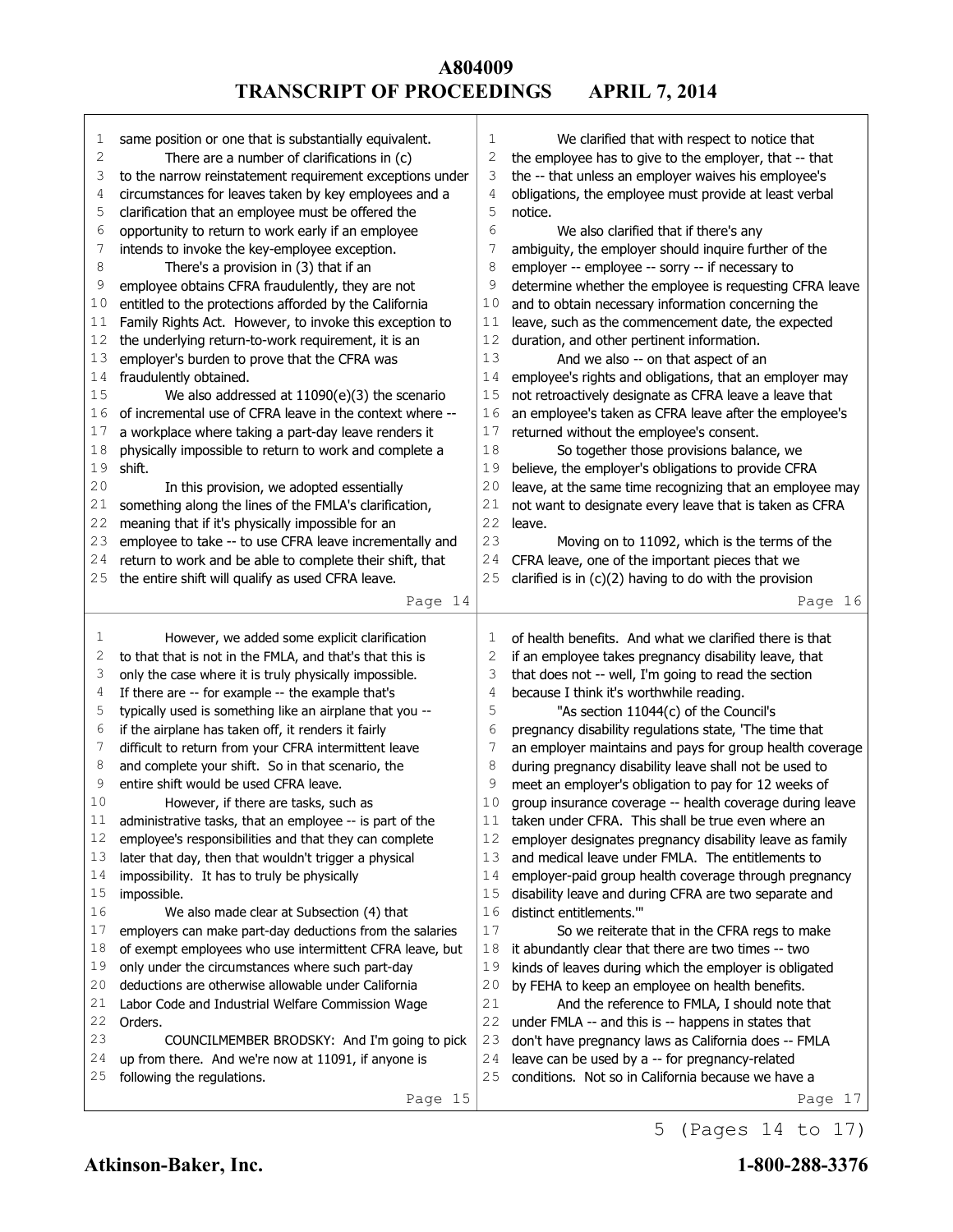same position or one that is substantially equivalent.

There are a number of clarifications in (c) to the narrow reinstatement requirement exceptions under circumstances for leaves taken by key employees and a clarification that an employee must be offered the opportunity to return to work early if an employee intends to invoke the key-employee exception.

There's a provision in (3) that if an employee obtains CFRA fraudulently, they are not entitled to the protections afforded by the California Family Rights Act. However, to invoke this exception to the underlying return-to-work requirement, it is an employer's burden to prove that the CFRA was fraudulently obtained.

We also addressed at 11090(e)(3) the scenario of incremental use of CFRA leave in the context where -- a workplace where taking a part-day leave renders it physically impossible to return to work and complete a shift.

In this provision, we adopted essentially something along the lines of the FMLA's clarification, meaning that if it's physically impossible for an employee to take -- to use CFRA leave incrementally and return to work and be able to complete their shift, that the entire shift will qualify as used CFRA leave.

However, we added some explicit clarification to that that is not in the FMLA, and that's that this is only the case where it is truly physically impossible. If there are -- for example -- the example that's typically used is something like an airplane that you -- if the airplane has taken off, it renders it fairly difficult to return from your CFRA intermittent leave and complete your shift. So in that scenario, the entire shift would be used CFRA leave.

However, if there are tasks, such as administrative tasks, that an employee -- is part of the employee's responsibilities and that they can complete later that day, then that wouldn't trigger a physical impossibility. It has to truly be physically impossible.

We also made clear at Subsection (4) that employers can make part-day deductions from the salaries of exempt employees who use intermittent CFRA leave, but only under the circumstances where such part-day deductions are otherwise allowable under California Labor Code and Industrial Welfare Commission Wage Orders.

COUNCILMEMBER BRODSKY: And I'm going to pick up from there. And we're now at 11091, if anyone is following the regulations.

We clarified that with respect to notice that the employee has to give to the employer, that -- that the -- that unless an employer waives his employee's obligations, the employee must provide at least verbal notice.

We also clarified that if there's any ambiguity, the employer should inquire further of the employer -- employee -- sorry -- if necessary to determine whether the employee is requesting CFRA leave and to obtain necessary information concerning the leave, such as the commencement date, the expected duration, and other pertinent information.

And we also -- on that aspect of an employee's rights and obligations, that an employer may not retroactively designate as CFRA leave a leave that an employee's taken as CFRA leave after the employee's returned without the employee's consent.

So together those provisions balance, we believe, the employer's obligations to provide CFRA leave, at the same time recognizing that an employee may not want to designate every leave that is taken as CFRA leave.

Moving on to 11092, which is the terms of the CFRA leave, one of the important pieces that we clarified is in (c)(2) having to do with the provision of health benefits. And what we clarified there is that if an employee takes pregnancy disability leave, that that does not -- well, I'm going to read the section because I think it's worthwhile reading.

"As section 11044(c) of the Council's pregnancy disability regulations state, 'The time that an employer maintains and pays for group health coverage during pregnancy disability leave shall not be used to meet an employer's obligation to pay for 12 weeks of group insurance coverage -- health coverage during leave taken under CFRA. This shall be true even where an employer designates pregnancy disability leave as family and medical leave under FMLA. The entitlements to employer-paid group health coverage through pregnancy disability leave and during CFRA are two separate and distinct entitlements.'"

So we reiterate that in the CFRA regs to make it abundantly clear that there are two times -- two kinds of leaves during which the employer is obligated by FEHA to keep an employee on health benefits.

And the reference to FMLA, I should note that under FMLA -- and this is -- happens in states that don't have pregnancy laws as California does -- FMLA leave can be used by a -- for pregnancy-related conditions. Not so in California because we have a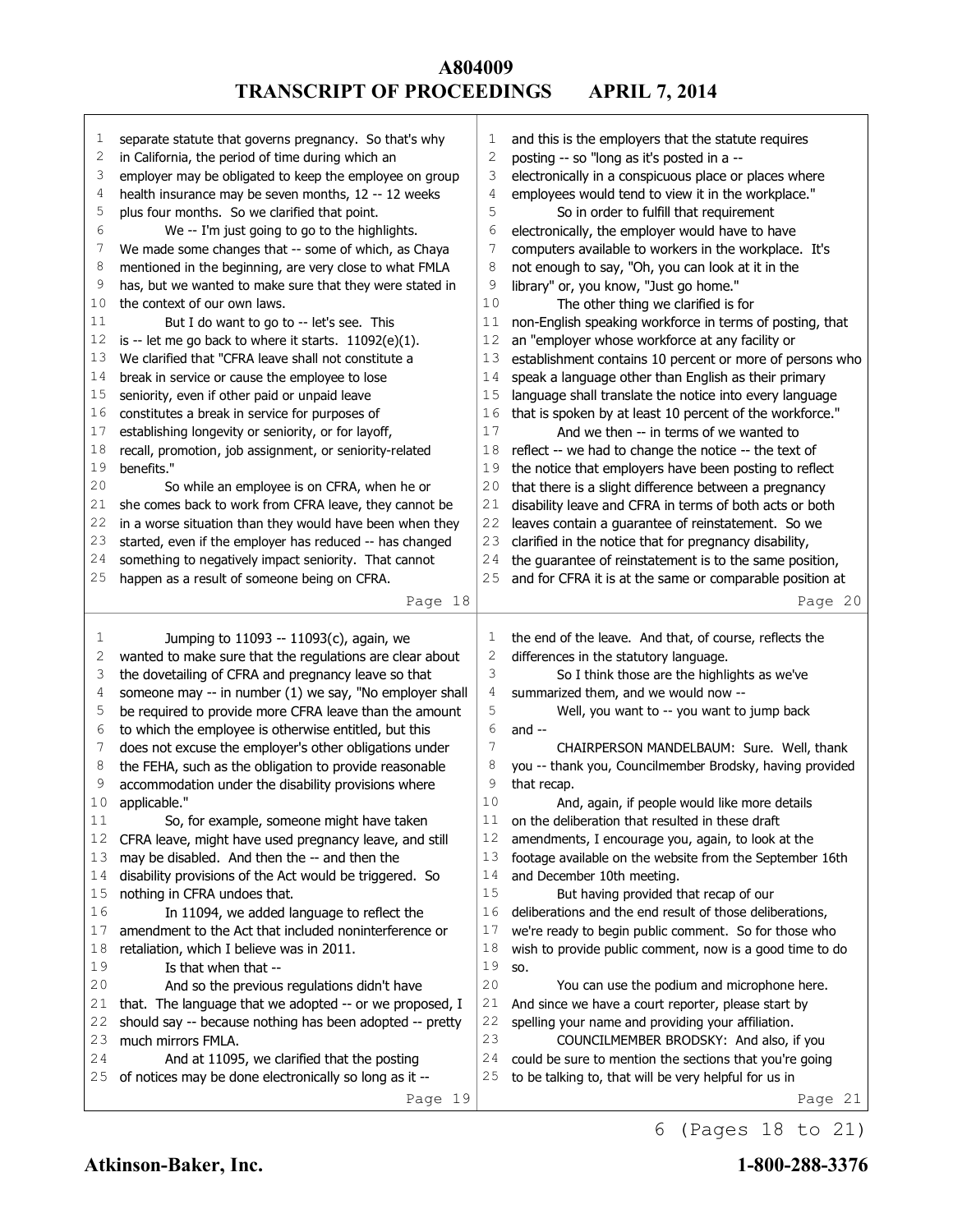separate statute that governs pregnancy. So that's why in California, the period of time during which an employer may be obligated to keep the employee on group health insurance may be seven months, 12 -- 12 weeks plus four months. So we clarified that point.

We -- I'm just going to go to the highlights. We made some changes that -- some of which, as Chaya mentioned in the beginning, are very close to what FMLA has, but we wanted to make sure that they were stated in the context of our own laws.

But I do want to go to -- let's see. This is -- let me go back to where it starts. 11092(e)(1). We clarified that "CFRA leave shall not constitute a break in service or cause the employee to lose seniority, even if other paid or unpaid leave constitutes a break in service for purposes of establishing longevity or seniority, or for layoff, recall, promotion, job assignment, or seniority-related benefits."

So while an employee is on CFRA, when he or she comes back to work from CFRA leave, they cannot be in a worse situation than they would have been when they started, even if the employer has reduced -- has changed something to negatively impact seniority. That cannot happen as a result of someone being on CFRA.

Jumping to 11093 -- 11093(c), again, we wanted to make sure that the regulations are clear about the dovetailing of CFRA and pregnancy leave so that someone may -- in number (1) we say, "No employer shall be required to provide more CFRA leave than the amount to which the employee is otherwise entitled, but this does not excuse the employer's other obligations under the FEHA, such as the obligation to provide reasonable accommodation under the disability provisions where applicable."

So, for example, someone might have taken CFRA leave, might have used pregnancy leave, and still may be disabled. And then the -- and then the disability provisions of the Act would be triggered. So nothing in CFRA undoes that.

In 11094, we added language to reflect the amendment to the Act that included noninterference or retaliation, which I believe was in 2011.

Is that when that --

And so the previous regulations didn't have that. The language that we adopted -- or we proposed, I should say -- because nothing has been adopted -- pretty much mirrors FMLA.

And at 11095, we clarified that the posting of notices may be done electronically so long as it -- and this is the employers that the statute requires posting -- so "long as it's posted in a -- electronically in a conspicuous place or places where employees would tend to view it in the workplace."

So in order to fulfill that requirement electronically, the employer would have to have computers available to workers in the workplace. It's not enough to say, "Oh, you can look at it in the library" or, you know, "Just go home."

The other thing we clarified is for non-English speaking workforce in terms of posting, that an "employer whose workforce at any facility or establishment contains 10 percent or more of persons who speak a language other than English as their primary language shall translate the notice into every language that is spoken by at least 10 percent of the workforce."

And we then -- in terms of we wanted to reflect -- we had to change the notice -- the text of the notice that employers have been posting to reflect that there is a slight difference between a pregnancy disability leave and CFRA in terms of both acts or both leaves contain a guarantee of reinstatement. So we clarified in the notice that for pregnancy disability, the guarantee of reinstatement is to the same position, and for CFRA it is at the same or comparable position at the end of the leave. And that, of course, reflects the differences in the statutory language.

So I think those are the highlights as we've summarized them, and we would now --

Well, you want to -- you want to jump back and --

CHAIRPERSON MANDELBAUM: Sure. Well, thank you -- thank you, Councilmember Brodsky, having provided that recap.

And, again, if people would like more details on the deliberation that resulted in these draft amendments, I encourage you, again, to look at the footage available on the website from the September 16th and December 10th meeting.

But having provided that recap of our deliberations and the end result of those deliberations, we're ready to begin public comment. So for those who wish to provide public comment, now is a good time to do so.

You can use the podium and microphone here. And since we have a court reporter, please start by spelling your name and providing your affiliation.

COUNCILMEMBER BRODSKY: And also, if you could be sure to mention the sections that you're going to be talking to, that will be very helpful for us in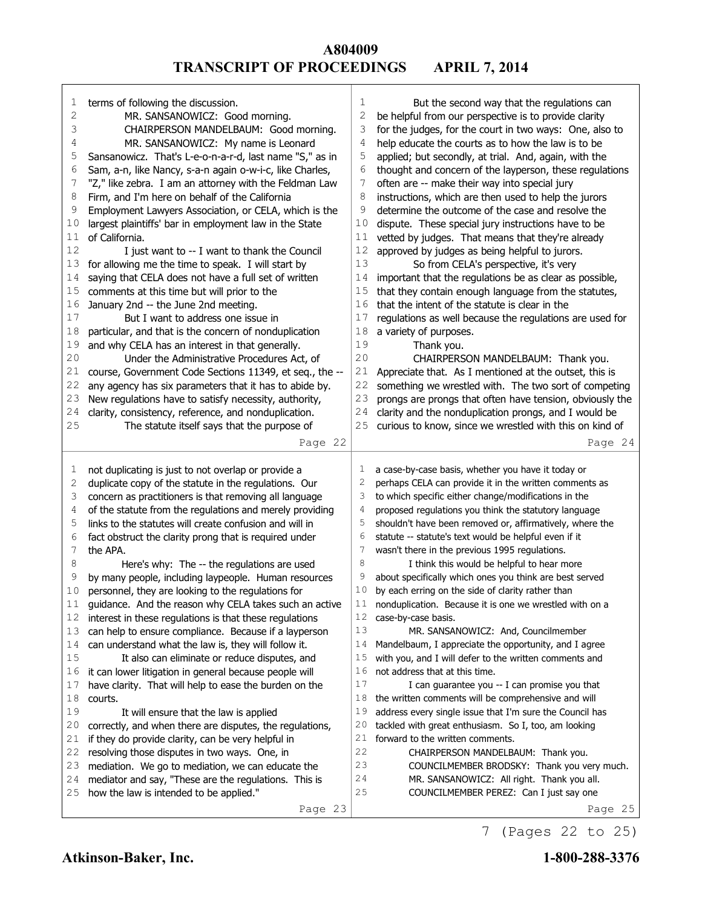terms of following the discussion.

MR. SANSANOWICZ: Good morning.

CHAIRPERSON MANDELBAUM: Good morning.

MR. SANSANOWICZ: My name is Leonard Sansanowicz. That's L-e-o-n-a-r-d, last name "S," as in Sam, a-n, like Nancy, s-a-n again o-w-i-c, like Charles, "Z," like zebra. I am an attorney with the Feldman Law Firm, and I'm here on behalf of the California Employment Lawyers Association, or CELA, which is the largest plaintiffs' bar in employment law in the State of California.

I just want to -- I want to thank the Council for allowing me the time to speak. I will start by saying that CELA does not have a full set of written comments at this time but will prior to the January 2nd -- the June 2nd meeting.

But I want to address one issue in particular, and that is the concern of nonduplication and why CELA has an interest in that generally.

Under the Administrative Procedures Act, of course, Government Code Sections 11349, et seq., the -- any agency has six parameters that it has to abide by. New regulations have to satisfy necessity, authority, clarity, consistency, reference, and nonduplication.

The statute itself says that the purpose of not duplicating is just to not overlap or provide a duplicate copy of the statute in the regulations. Our concern as practitioners is that removing all language of the statute from the regulations and merely providing links to the statutes will create confusion and will in fact obstruct the clarity prong that is required under the APA.

Here's why: The -- the regulations are used by many people, including laypeople. Human resources personnel, they are looking to the regulations for guidance. And the reason why CELA takes such an active interest in these regulations is that these regulations can help to ensure compliance. Because if a layperson can understand what the law is, they will follow it.

It also can eliminate or reduce disputes, and it can lower litigation in general because people will have clarity. That will help to ease the burden on the courts.

It will ensure that the law is applied correctly, and when there are disputes, the regulations, if they do provide clarity, can be very helpful in resolving those disputes in two ways. One, in mediation. We go to mediation, we can educate the mediator and say, "These are the regulations. This is how the law is intended to be applied."

But the second way that the regulations can be helpful from our perspective is to provide clarity for the judges, for the court in two ways: One, also to help educate the courts as to how the law is to be applied; but secondly, at trial. And, again, with the thought and concern of the layperson, these regulations often are -- make their way into special jury instructions, which are then used to help the jurors determine the outcome of the case and resolve the dispute. These special jury instructions have to be vetted by judges. That means that they're already approved by judges as being helpful to jurors.

So from CELA's perspective, it's very important that the regulations be as clear as possible, that they contain enough language from the statutes, that the intent of the statute is clear in the regulations as well because the regulations are used for a variety of purposes.

Thank you.

CHAIRPERSON MANDELBAUM: Thank you. Appreciate that. As I mentioned at the outset, this is something we wrestled with. The two sort of competing prongs are prongs that often have tension, obviously the clarity and the nonduplication prongs, and I would be curious to know, since we wrestled with this on kind of a case-by-case basis, whether you have it today or perhaps CELA can provide it in the written comments as to which specific either change/modifications in the proposed regulations you think the statutory language shouldn't have been removed or, affirmatively, where the statute -- statute's text would be helpful even if it wasn't there in the previous 1995 regulations.

I think this would be helpful to hear more about specifically which ones you think are best served by each erring on the side of clarity rather than nonduplication. Because it is one we wrestled with on a case-by-case basis.

MR. SANSANOWICZ: And, Councilmember Mandelbaum, I appreciate the opportunity, and I agree with you, and I will defer to the written comments and not address that at this time.

I can guarantee you -- I can promise you that the written comments will be comprehensive and will address every single issue that I'm sure the Council has tackled with great enthusiasm. So I, too, am looking forward to the written comments.

CHAIRPERSON MANDELBAUM: Thank you.

COUNCILMEMBER BRODSKY: Thank you very much.

MR. SANSANOWICZ: All right. Thank you all.

COUNCILMEMBER PEREZ: Can I just say one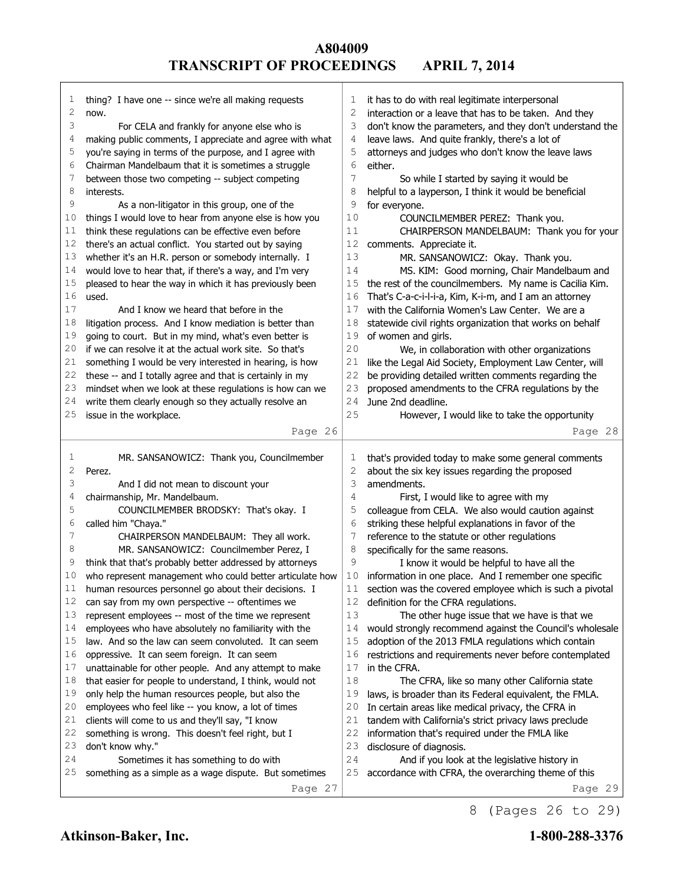thing? I have one -- since we're all making requests now.

For CELA and frankly for anyone else who is making public comments, I appreciate and agree with what you're saying in terms of the purpose, and I agree with Chairman Mandelbaum that it is sometimes a struggle between those two competing -- subject competing interests.

As a non-litigator in this group, one of the things I would love to hear from anyone else is how you think these regulations can be effective even before there's an actual conflict. You started out by saying whether it's an H.R. person or somebody internally. I would love to hear that, if there's a way, and I'm very pleased to hear the way in which it has previously been used.

And I know we heard that before in the litigation process. And I know mediation is better than going to court. But in my mind, what's even better is if we can resolve it at the actual work site. So that's something I would be very interested in hearing, is how these -- and I totally agree and that is certainly in my mindset when we look at these regulations is how can we write them clearly enough so they actually resolve an issue in the workplace.

MR. SANSANOWICZ: Thank you, Councilmember Perez.

And I did not mean to discount your chairmanship, Mr. Mandelbaum.

COUNCILMEMBER BRODSKY: That's okay. I called him "Chaya."

CHAIRPERSON MANDELBAUM: They all work.

MR. SANSANOWICZ: Councilmember Perez, I think that that's probably better addressed by attorneys who represent management who could better articulate how human resources personnel go about their decisions. I can say from my own perspective -- oftentimes we represent employees -- most of the time we represent employees who have absolutely no familiarity with the law. And so the law can seem convoluted. It can seem oppressive. It can seem foreign. It can seem unattainable for other people. And any attempt to make that easier for people to understand, I think, would not only help the human resources people, but also the employees who feel like -- you know, a lot of times clients will come to us and they'll say, "I know something is wrong. This doesn't feel right, but I don't know why."

Sometimes it has something to do with something as a simple as a wage dispute. But sometimes it has to do with real legitimate interpersonal interaction or a leave that has to be taken. And they don't know the parameters, and they don't understand the leave laws. And quite frankly, there's a lot of attorneys and judges who don't know the leave laws either.

So while I started by saying it would be helpful to a layperson, I think it would be beneficial for everyone.

COUNCILMEMBER PEREZ: Thank you.

CHAIRPERSON MANDELBAUM: Thank you for your comments. Appreciate it.

MR. SANSANOWICZ: Okay. Thank you.

MS. KIM: Good morning, Chair Mandelbaum and the rest of the councilmembers. My name is Cacilia Kim. That's C-a-c-i-l-i-a, Kim, K-i-m, and I am an attorney with the California Women's Law Center. We are a statewide civil rights organization that works on behalf of women and girls.

We, in collaboration with other organizations like the Legal Aid Society, Employment Law Center, will be providing detailed written comments regarding the proposed amendments to the CFRA regulations by the June 2nd deadline.

However, I would like to take the opportunity that's provided today to make some general comments about the six key issues regarding the proposed amendments.

First, I would like to agree with my colleague from CELA. We also would caution against striking these helpful explanations in favor of the reference to the statute or other regulations specifically for the same reasons.

I know it would be helpful to have all the information in one place. And I remember one specific section was the covered employee which is such a pivotal definition for the CFRA regulations.

The other huge issue that we have is that we would strongly recommend against the Council's wholesale adoption of the 2013 FMLA regulations which contain restrictions and requirements never before contemplated in the CFRA.

The CFRA, like so many other California state laws, is broader than its Federal equivalent, the FMLA. In certain areas like medical privacy, the CFRA in tandem with California's strict privacy laws preclude information that's required under the FMLA like disclosure of diagnosis.

And if you look at the legislative history in accordance with CFRA, the overarching theme of this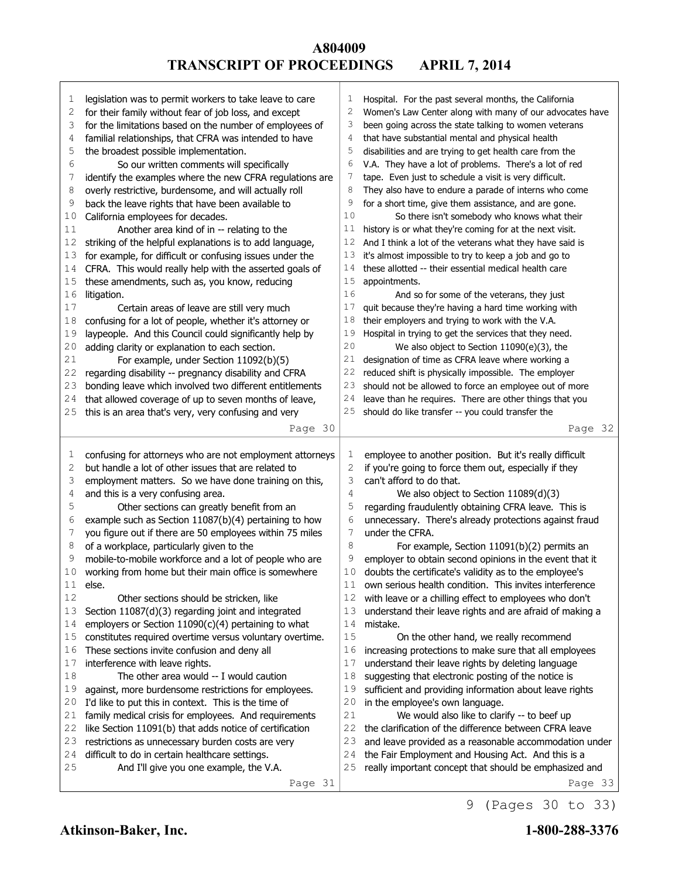legislation was to permit workers to take leave to care for their family without fear of job loss, and except for the limitations based on the number of employees of familial relationships, that CFRA was intended to have the broadest possible implementation.

So our written comments will specifically identify the examples where the new CFRA regulations are overly restrictive, burdensome, and will actually roll back the leave rights that have been available to California employees for decades.

Another area kind of in -- relating to the striking of the helpful explanations is to add language, for example, for difficult or confusing issues under the CFRA. This would really help with the asserted goals of these amendments, such as, you know, reducing litigation.

Certain areas of leave are still very much confusing for a lot of people, whether it's attorney or laypeople. And this Council could significantly help by adding clarity or explanation to each section.

For example, under Section 11092(b)(5) regarding disability -- pregnancy disability and CFRA bonding leave which involved two different entitlements that allowed coverage of up to seven months of leave, this is an area that's very, very confusing and very confusing for attorneys who are not employment attorneys but handle a lot of other issues that are related to employment matters. So we have done training on this, and this is a very confusing area.

Other sections can greatly benefit from an example such as Section 11087(b)(4) pertaining to how you figure out if there are 50 employees within 75 miles of a workplace, particularly given to the mobile-to-mobile workforce and a lot of people who are working from home but their main office is somewhere else.

Other sections should be stricken, like Section 11087(d)(3) regarding joint and integrated employers or Section 11090(c)(4) pertaining to what constitutes required overtime versus voluntary overtime. These sections invite confusion and deny all interference with leave rights.

The other area would -- I would caution against, more burdensome restrictions for employees. I'd like to put this in context. This is the time of family medical crisis for employees. And requirements like Section 11091(b) that adds notice of certification restrictions as unnecessary burden costs are very difficult to do in certain healthcare settings.

And I'll give you one example, the V.A. Hospital. For the past several months, the California Women's Law Center along with many of our advocates have been going across the state talking to women veterans that have substantial mental and physical health disabilities and are trying to get health care from the V.A. They have a lot of problems. There's a lot of red tape. Even just to schedule a visit is very difficult. They also have to endure a parade of interns who come for a short time, give them assistance, and are gone.

So there isn't somebody who knows what their history is or what they're coming for at the next visit. And I think a lot of the veterans what they have said is it's almost impossible to try to keep a job and go to these allotted -- their essential medical health care appointments.

And so for some of the veterans, they just quit because they're having a hard time working with their employers and trying to work with the V.A. Hospital in trying to get the services that they need.

We also object to Section 11090(e)(3), the designation of time as CFRA leave where working a reduced shift is physically impossible. The employer should not be allowed to force an employee out of more leave than he requires. There are other things that you should do like transfer -- you could transfer the employee to another position. But it's really difficult if you're going to force them out, especially if they can't afford to do that.

We also object to Section 11089(d)(3) regarding fraudulently obtaining CFRA leave. This is unnecessary. There's already protections against fraud under the CFRA.

For example, Section 11091(b)(2) permits an employer to obtain second opinions in the event that it doubts the certificate's validity as to the employee's own serious health condition. This invites interference with leave or a chilling effect to employees who don't understand their leave rights and are afraid of making a mistake.

On the other hand, we really recommend increasing protections to make sure that all employees understand their leave rights by deleting language suggesting that electronic posting of the notice is sufficient and providing information about leave rights in the employee's own language.

We would also like to clarify -- to beef up the clarification of the difference between CFRA leave and leave provided as a reasonable accommodation under the Fair Employment and Housing Act. And this is a really important concept that should be emphasized and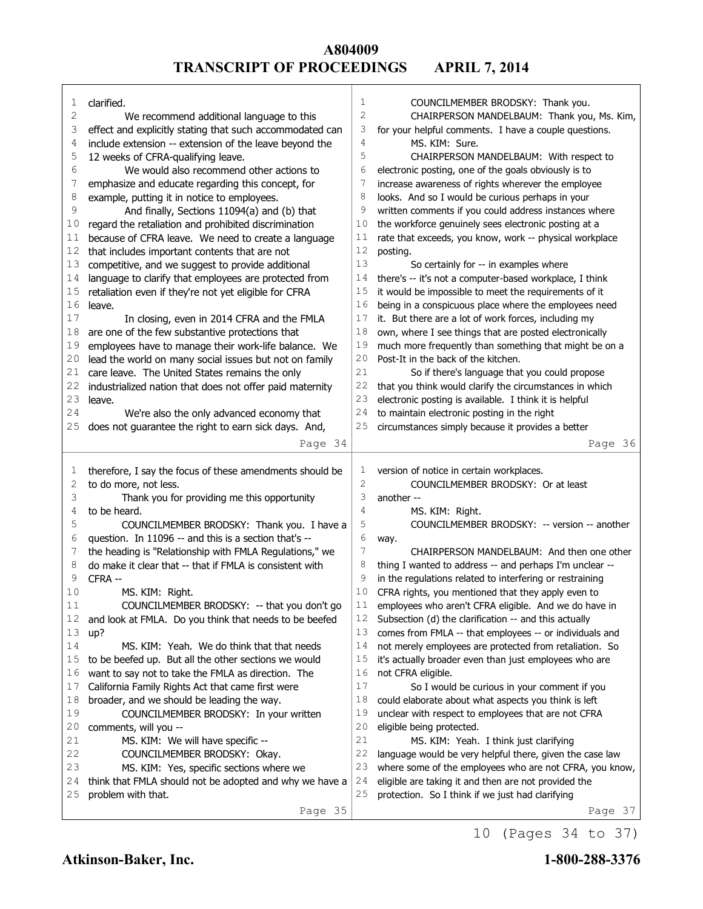clarified.

We recommend additional language to this effect and explicitly stating that such accommodated can include extension -- extension of the leave beyond the 12 weeks of CFRA-qualifying leave.

We would also recommend other actions to emphasize and educate regarding this concept, for example, putting it in notice to employees.

And finally, Sections 11094(a) and (b) that regard the retaliation and prohibited discrimination because of CFRA leave. We need to create a language that includes important contents that are not competitive, and we suggest to provide additional language to clarify that employees are protected from retaliation even if they're not yet eligible for CFRA leave.

In closing, even in 2014 CFRA and the FMLA are one of the few substantive protections that employees have to manage their work-life balance. We lead the world on many social issues but not on family care leave. The United States remains the only industrialized nation that does not offer paid maternity leave.

We're also the only advanced economy that does not guarantee the right to earn sick days. And, therefore, I say the focus of these amendments should be to do more, not less.

Thank you for providing me this opportunity to be heard.

COUNCILMEMBER BRODSKY: Thank you. I have a question. In 11096 -- and this is a section that's -- the heading is "Relationship with FMLA Regulations," we do make it clear that -- that if FMLA is consistent with CFRA --

MS. KIM: Right.

COUNCILMEMBER BRODSKY: -- that you don't go and look at FMLA. Do you think that needs to be beefed up?

MS. KIM: Yeah. We do think that that needs to be beefed up. But all the other sections we would want to say not to take the FMLA as direction. The California Family Rights Act that came first were broader, and we should be leading the way.

COUNCILMEMBER BRODSKY: In your written comments, will you --

MS. KIM: We will have specific --

COUNCILMEMBER BRODSKY: Okay.

MS. KIM: Yes, specific sections where we think that FMLA should not be adopted and why we have a problem with that.

COUNCILMEMBER BRODSKY: Thank you.

CHAIRPERSON MANDELBAUM: Thank you, Ms. Kim, for your helpful comments. I have a couple questions.

MS. KIM: Sure.

CHAIRPERSON MANDELBAUM: With respect to electronic posting, one of the goals obviously is to increase awareness of rights wherever the employee looks. And so I would be curious perhaps in your written comments if you could address instances where the workforce genuinely sees electronic posting at a rate that exceeds, you know, work -- physical workplace posting.

So certainly for -- in examples where there's -- it's not a computer-based workplace, I think it would be impossible to meet the requirements of it being in a conspicuous place where the employees need it. But there are a lot of work forces, including my own, where I see things that are posted electronically much more frequently than something that might be on a Post-It in the back of the kitchen.

So if there's language that you could propose that you think would clarify the circumstances in which electronic posting is available. I think it is helpful to maintain electronic posting in the right circumstances simply because it provides a better version of notice in certain workplaces.

COUNCILMEMBER BRODSKY: Or at least another --

MS. KIM: Right.

COUNCILMEMBER BRODSKY: -- version -- another way.

CHAIRPERSON MANDELBAUM: And then one other thing I wanted to address -- and perhaps I'm unclear -- in the regulations related to interfering or restraining CFRA rights, you mentioned that they apply even to employees who aren't CFRA eligible. And we do have in Subsection (d) the clarification -- and this actually comes from FMLA -- that employees -- or individuals and not merely employees are protected from retaliation. So it's actually broader even than just employees who are not CFRA eligible.

So I would be curious in your comment if you could elaborate about what aspects you think is left unclear with respect to employees that are not CFRA eligible being protected.

MS. KIM: Yeah. I think just clarifying language would be very helpful there, given the case law where some of the employees who are not CFRA, you know, eligible are taking it and then are not provided the protection. So I think if we just had clarifying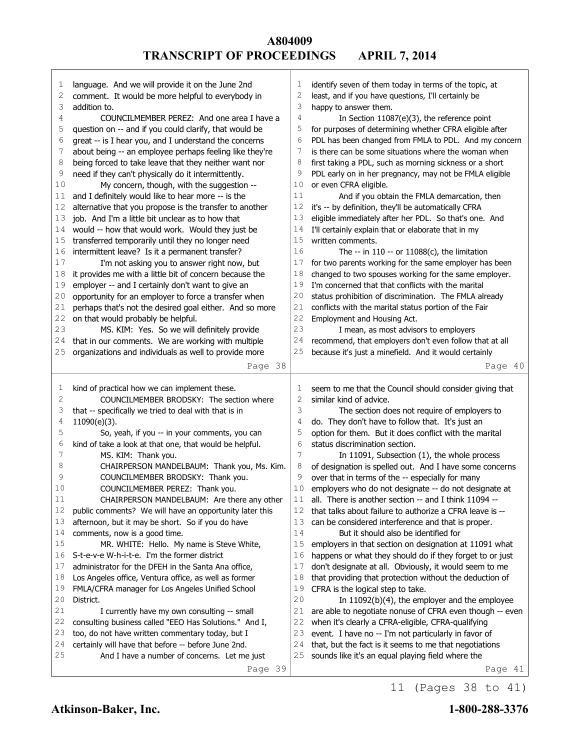language. And we will provide it on the June 2nd comment. It would be more helpful to everybody in addition to.

COUNCILMEMBER PEREZ: And one area I have a question on -- and if you could clarify, that would be great -- is I hear you, and I understand the concerns about being -- an employee perhaps feeling like they're being forced to take leave that they neither want nor need if they can't physically do it intermittently.

My concern, though, with the suggestion -- and I definitely would like to hear more -- is the alternative that you propose is the transfer to another job. And I'm a little bit unclear as to how that would -- how that would work. Would they just be transferred temporarily until they no longer need intermittent leave? Is it a permanent transfer?

I'm not asking you to answer right now, but it provides me with a little bit of concern because the employer -- and I certainly don't want to give an opportunity for an employer to force a transfer when perhaps that's not the desired goal either. And so more on that would probably be helpful.

MS. KIM: Yes. So we will definitely provide that in our comments. We are working with multiple organizations and individuals as well to provide more kind of practical how we can implement these.

COUNCILMEMBER BRODSKY: The section where that -- specifically we tried to deal with that is in 11090(e)(3).

So, yeah, if you -- in your comments, you can kind of take a look at that one, that would be helpful.

MS. KIM: Thank you.

CHAIRPERSON MANDELBAUM: Thank you, Ms. Kim.

COUNCILMEMBER BRODSKY: Thank you.

COUNCILMEMBER PEREZ: Thank you.

CHAIRPERSON MANDELBAUM: Are there any other public comments? We will have an opportunity later this afternoon, but it may be short. So if you do have comments, now is a good time.

MR. WHITE: Hello. My name is Steve White, S-t-e-v-e W-h-i-t-e. I'm the former district administrator for the DFEH in the Santa Ana office, Los Angeles office, Ventura office, as well as former FMLA/CFRA manager for Los Angeles Unified School District.

I currently have my own consulting -- small consulting business called "EEO Has Solutions." And I, too, do not have written commentary today, but I certainly will have that before -- before June 2nd.

And I have a number of concerns. Let me just identify seven of them today in terms of the topic, at least, and if you have questions, I'll certainly be happy to answer them.

In Section 11087(e)(3), the reference point for purposes of determining whether CFRA eligible after PDL has been changed from FMLA to PDL. And my concern is there can be some situations where the woman when first taking a PDL, such as morning sickness or a short PDL early on in her pregnancy, may not be FMLA eligible or even CFRA eligible.

And if you obtain the FMLA demarcation, then it's -- by definition, they'll be automatically CFRA eligible immediately after her PDL. So that's one. And I'll certainly explain that or elaborate that in my written comments.

The -- in 110 -- or 11088(c), the limitation for two parents working for the same employer has been changed to two spouses working for the same employer. I'm concerned that that conflicts with the marital status prohibition of discrimination. The FMLA already conflicts with the marital status portion of the Fair Employment and Housing Act.

I mean, as most advisors to employers recommend, that employers don't even follow that at all because it's just a minefield. And it would certainly seem to me that the Council should consider giving that similar kind of advice.

The section does not require of employers to do. They don't have to follow that. It's just an option for them. But it does conflict with the marital status discrimination section.

In 11091, Subsection (1), the whole process of designation is spelled out. And I have some concerns over that in terms of the -- especially for many employers who do not designate -- do not designate at all. There is another section -- and I think 11094 -- that talks about failure to authorize a CFRA leave is -- can be considered interference and that is proper.

But it should also be identified for employers in that section on designation at 11091 what happens or what they should do if they forget to or just don't designate at all. Obviously, it would seem to me that providing that protection without the deduction of CFRA is the logical step to take.

In 11092(b)(4), the employer and the employee are able to negotiate nonuse of CFRA even though -- even when it's clearly a CFRA-eligible, CFRA-qualifying event. I have no -- I'm not particularly in favor of that, but the fact is it seems to me that negotiations sounds like it's an equal playing field where the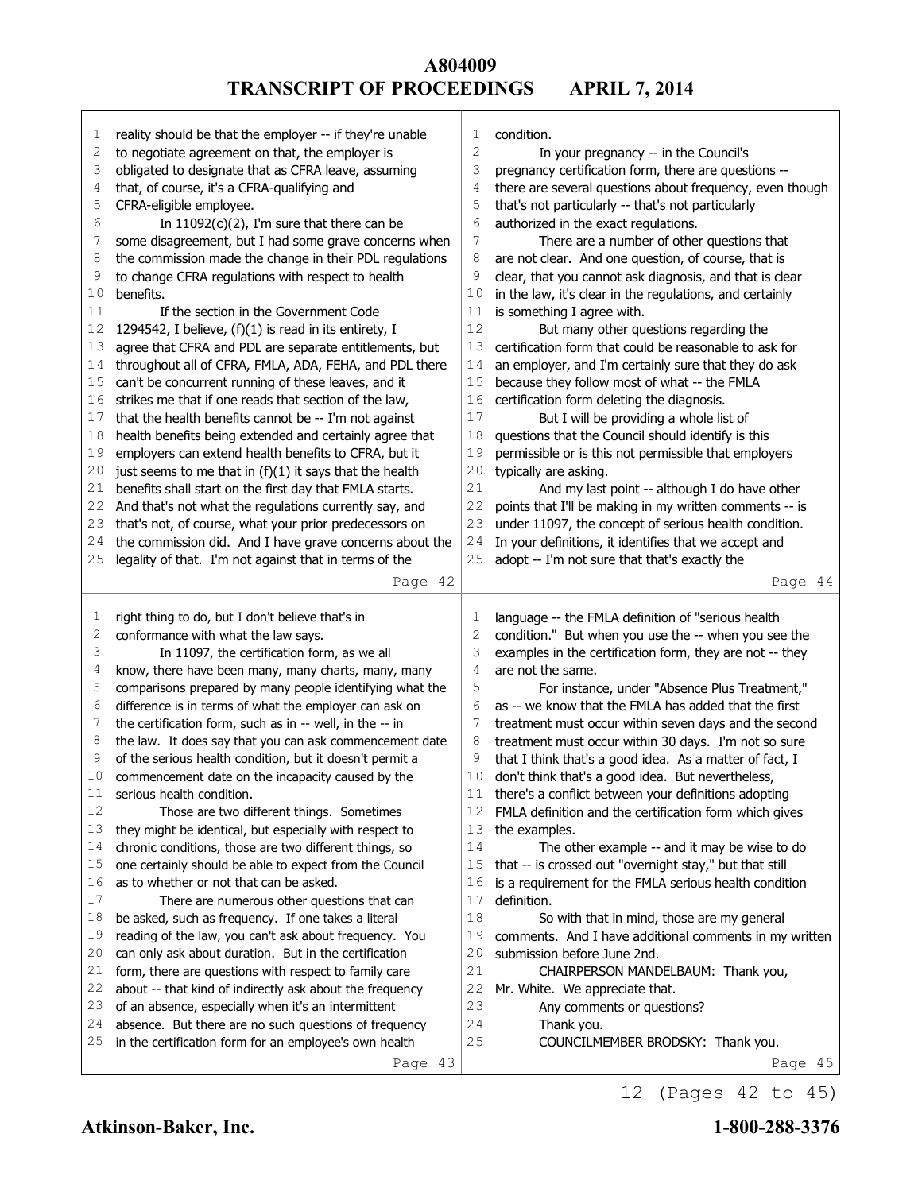reality should be that the employer -- if they're unable to negotiate agreement on that, the employer is obligated to designate that as CFRA leave, assuming that, of course, it's a CFRA-qualifying and CFRA-eligible employee.

In 11092(c)(2), I'm sure that there can be some disagreement, but I had some grave concerns when the commission made the change in their PDL regulations to change CFRA regulations with respect to health benefits.

If the section in the Government Code 1294542, I believe, (f)(1) is read in its entirety, I agree that CFRA and PDL are separate entitlements, but throughout all of CFRA, FMLA, ADA, FEHA, and PDL there can't be concurrent running of these leaves, and it strikes me that if one reads that section of the law, that the health benefits cannot be -- I'm not against health benefits being extended and certainly agree that employers can extend health benefits to CFRA, but it just seems to me that in (f)(1) it says that the health benefits shall start on the first day that FMLA starts. And that's not what the regulations currently say, and that's not, of course, what your prior predecessors on the commission did. And I have grave concerns about the legality of that. I'm not against that in terms of the right thing to do, but I don't believe that's in conformance with what the law says.

In 11097, the certification form, as we all know, there have been many, many charts, many, many comparisons prepared by many people identifying what the difference is in terms of what the employer can ask on the certification form, such as in -- well, in the -- in the law. It does say that you can ask commencement date of the serious health condition, but it doesn't permit a commencement date on the incapacity caused by the serious health condition.

Those are two different things. Sometimes they might be identical, but especially with respect to chronic conditions, those are two different things, so one certainly should be able to expect from the Council as to whether or not that can be asked.

There are numerous other questions that can be asked, such as frequency. If one takes a literal reading of the law, you can't ask about frequency. You can only ask about duration. But in the certification form, there are questions with respect to family care about -- that kind of indirectly ask about the frequency of an absence, especially when it's an intermittent absence. But there are no such questions of frequency in the certification form for an employee's own health condition.

In your pregnancy -- in the Council's pregnancy certification form, there are questions -- there are several questions about frequency, even though that's not particularly -- that's not particularly authorized in the exact regulations.

There are a number of other questions that are not clear. And one question, of course, that is clear, that you cannot ask diagnosis, and that is clear in the law, it's clear in the regulations, and certainly is something I agree with.

But many other questions regarding the certification form that could be reasonable to ask for an employer, and I'm certainly sure that they do ask because they follow most of what -- the FMLA certification form deleting the diagnosis.

But I will be providing a whole list of questions that the Council should identify is this permissible or is this not permissible that employers typically are asking.

And my last point -- although I do have other points that I'll be making in my written comments -- is under 11097, the concept of serious health condition. In your definitions, it identifies that we accept and adopt -- I'm not sure that that's exactly the language -- the FMLA definition of "serious health condition." But when you use the -- when you see the examples in the certification form, they are not -- they are not the same.

For instance, under "Absence Plus Treatment," as -- we know that the FMLA has added that the first treatment must occur within seven days and the second treatment must occur within 30 days. I'm not so sure that I think that's a good idea. As a matter of fact, I don't think that's a good idea. But nevertheless, there's a conflict between your definitions adopting FMLA definition and the certification form which gives the examples.

The other example -- and it may be wise to do that -- is crossed out "overnight stay," but that still is a requirement for the FMLA serious health condition definition.

So with that in mind, those are my general comments. And I have additional comments in my written submission before June 2nd.

CHAIRPERSON MANDELBAUM: Thank you, Mr. White. We appreciate that.

Any comments or questions?

Thank you.

COUNCILMEMBER BRODSKY: Thank you.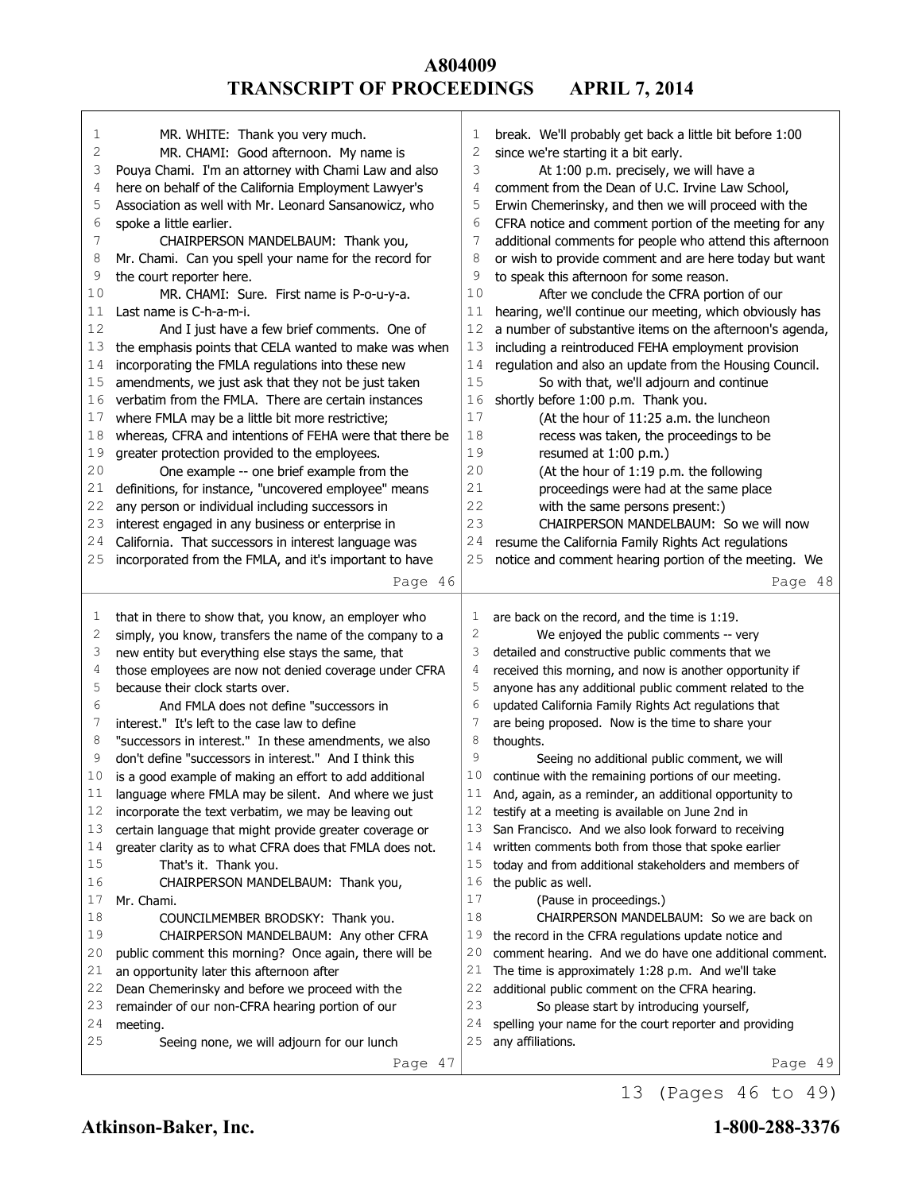MR. WHITE: Thank you very much.

MR. CHAMI: Good afternoon. My name is Pouya Chami. I'm an attorney with Chami Law and also here on behalf of the California Employment Lawyer's Association as well with Mr. Leonard Sansanowicz, who spoke a little earlier.

CHAIRPERSON MANDELBAUM: Thank you, Mr. Chami. Can you spell your name for the record for the court reporter here.

MR. CHAMI: Sure. First name is P-o-u-y-a. Last name is C-h-a-m-i.

And I just have a few brief comments. One of the emphasis points that CELA wanted to make was when incorporating the FMLA regulations into these new amendments, we just ask that they not be just taken verbatim from the FMLA. There are certain instances where FMLA may be a little bit more restrictive; whereas, CFRA and intentions of FEHA were that there be greater protection provided to the employees.

One example -- one brief example from the definitions, for instance, "uncovered employee" means any person or individual including successors in interest engaged in any business or enterprise in California. That successors in interest language was incorporated from the FMLA, and it's important to have that in there to show that, you know, an employer who simply, you know, transfers the name of the company to a new entity but everything else stays the same, that those employees are now not denied coverage under CFRA because their clock starts over.

And FMLA does not define "successors in interest." It's left to the case law to define "successors in interest." In these amendments, we also don't define "successors in interest." And I think this is a good example of making an effort to add additional language where FMLA may be silent. And where we just incorporate the text verbatim, we may be leaving out certain language that might provide greater coverage or greater clarity as to what CFRA does that FMLA does not.

That's it. Thank you.

CHAIRPERSON MANDELBAUM: Thank you, Mr. Chami.

COUNCILMEMBER BRODSKY: Thank you.

CHAIRPERSON MANDELBAUM: Any other CFRA public comment this morning? Once again, there will be an opportunity later this afternoon after Dean Chemerinsky and before we proceed with the remainder of our non-CFRA hearing portion of our meeting.

Seeing none, we will adjourn for our lunch break. We'll probably get back a little bit before 1:00 since we're starting it a bit early.

At 1:00 p.m. precisely, we will have a comment from the Dean of U.C. Irvine Law School, Erwin Chemerinsky, and then we will proceed with the CFRA notice and comment portion of the meeting for any additional comments for people who attend this afternoon or wish to provide comment and are here today but want to speak this afternoon for some reason.

After we conclude the CFRA portion of our hearing, we'll continue our meeting, which obviously has a number of substantive items on the afternoon's agenda, including a reintroduced FEHA employment provision regulation and also an update from the Housing Council.

So with that, we'll adjourn and continue shortly before 1:00 p.m. Thank you.

(At the hour of 11:25 a.m. the luncheon recess was taken, the proceedings to be resumed at 1:00 p.m.)

(At the hour of 1:19 p.m. the following proceedings were had at the same place with the same persons present:)

CHAIRPERSON MANDELBAUM: So we will now resume the California Family Rights Act regulations notice and comment hearing portion of the meeting. We are back on the record, and the time is 1:19.

We enjoyed the public comments -- very detailed and constructive public comments that we received this morning, and now is another opportunity if anyone has any additional public comment related to the updated California Family Rights Act regulations that are being proposed. Now is the time to share your thoughts.

Seeing no additional public comment, we will continue with the remaining portions of our meeting. And, again, as a reminder, an additional opportunity to testify at a meeting is available on June 2nd in San Francisco. And we also look forward to receiving written comments both from those that spoke earlier today and from additional stakeholders and members of the public as well.

(Pause in proceedings.)

CHAIRPERSON MANDELBAUM: So we are back on the record in the CFRA regulations update notice and comment hearing. And we do have one additional comment. The time is approximately 1:28 p.m. And we'll take additional public comment on the CFRA hearing.

So please start by introducing yourself, spelling your name for the court reporter and providing any affiliations.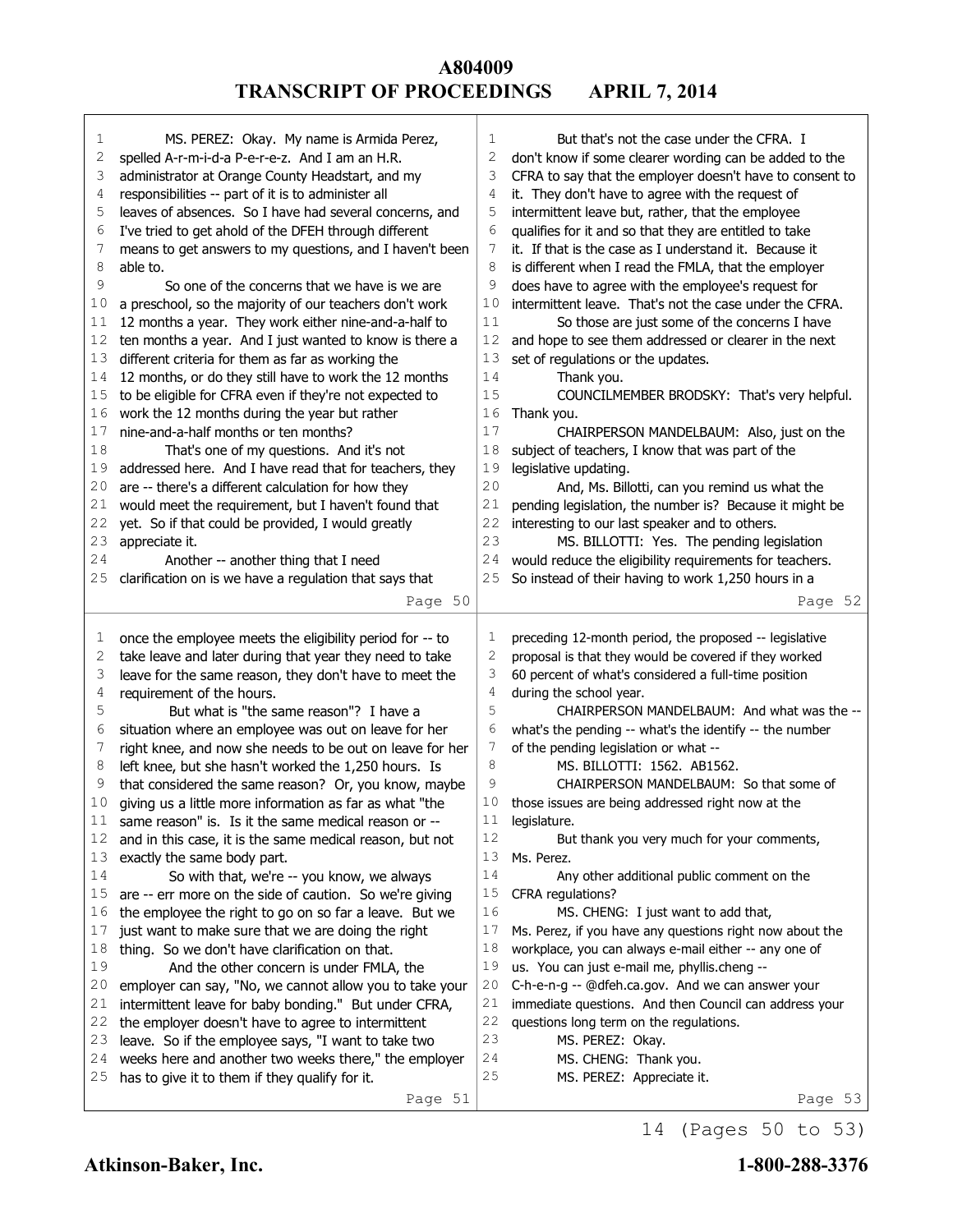MS. PEREZ: Okay. My name is Armida Perez, spelled A-r-m-i-d-a P-e-r-e-z. And I am an H.R. administrator at Orange County Headstart, and my responsibilities -- part of it is to administer all leaves of absences. So I have had several concerns, and I've tried to get ahold of the DFEH through different means to get answers to my questions, and I haven't been able to.

So one of the concerns that we have is we are a preschool, so the majority of our teachers don't work 12 months a year. They work either nine-and-a-half to ten months a year. And I just wanted to know is there a different criteria for them as far as working the 12 months, or do they still have to work the 12 months to be eligible for CFRA even if they're not expected to work the 12 months during the year but rather nine-and-a-half months or ten months?

That's one of my questions. And it's not addressed here. And I have read that for teachers, they are -- there's a different calculation for how they would meet the requirement, but I haven't found that yet. So if that could be provided, I would greatly appreciate it.

Another -- another thing that I need clarification on is we have a regulation that says that once the employee meets the eligibility period for -- to take leave and later during that year they need to take leave for the same reason, they don't have to meet the requirement of the hours.

But what is "the same reason"? I have a situation where an employee was out on leave for her right knee, and now she needs to be out on leave for her left knee, but she hasn't worked the 1,250 hours. Is that considered the same reason? Or, you know, maybe giving us a little more information as far as what "the same reason" is. Is it the same medical reason or -- and in this case, it is the same medical reason, but not exactly the same body part.

So with that, we're -- you know, we always are -- err more on the side of caution. So we're giving the employee the right to go on so far a leave. But we just want to make sure that we are doing the right thing. So we don't have clarification on that.

And the other concern is under FMLA, the employer can say, "No, we cannot allow you to take your intermittent leave for baby bonding." But under CFRA, the employer doesn't have to agree to intermittent leave. So if the employee says, "I want to take two weeks here and another two weeks there," the employer has to give it to them if they qualify for it.

But that's not the case under the CFRA. I don't know if some clearer wording can be added to the CFRA to say that the employer doesn't have to consent to it. They don't have to agree with the request of intermittent leave but, rather, that the employee qualifies for it and so that they are entitled to take it. If that is the case as I understand it. Because it is different when I read the FMLA, that the employer does have to agree with the employee's request for intermittent leave. That's not the case under the CFRA.

So those are just some of the concerns I have and hope to see them addressed or clearer in the next set of regulations or the updates.

Thank you.

COUNCILMEMBER BRODSKY: That's very helpful. Thank you.

CHAIRPERSON MANDELBAUM: Also, just on the subject of teachers, I know that was part of the legislative updating.

And, Ms. Billotti, can you remind us what the pending legislation, the number is? Because it might be interesting to our last speaker and to others.

MS. BILLOTTI: Yes. The pending legislation would reduce the eligibility requirements for teachers. So instead of their having to work 1,250 hours in a preceding 12-month period, the proposed -- legislative proposal is that they would be covered if they worked 60 percent of what's considered a full-time position during the school year.

CHAIRPERSON MANDELBAUM: And what was the -- what's the pending -- what's the identify -- the number of the pending legislation or what --

MS. BILLOTTI: 1562. AB1562.

CHAIRPERSON MANDELBAUM: So that some of those issues are being addressed right now at the legislature.

But thank you very much for your comments, Ms. Perez.

Any other additional public comment on the CFRA regulations?

MS. CHENG: I just want to add that, Ms. Perez, if you have any questions right now about the workplace, you can always e-mail either -- any one of us. You can just e-mail me, phyllis.cheng -- C-h-e-n-g -- @dfeh.ca.gov. And we can answer your immediate questions. And then Council can address your questions long term on the regulations.

MS. PEREZ: Okay.

MS. CHENG: Thank you.

MS. PEREZ: Appreciate it.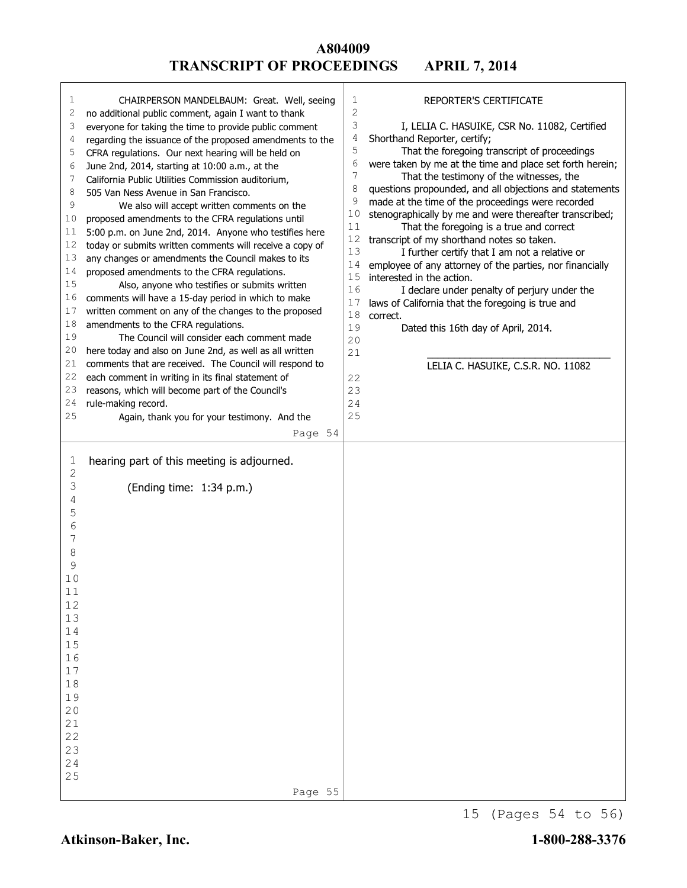CHAIRPERSON MANDELBAUM: Great. Well, seeing no additional public comment, again I want to thank everyone for taking the time to provide public comment regarding the issuance of the proposed amendments to the CFRA regulations. Our next hearing will be held on June 2nd, 2014, starting at 10:00 a.m., at the California Public Utilities Commission auditorium, 505 Van Ness Avenue in San Francisco.

We also will accept written comments on the proposed amendments to the CFRA regulations until 5:00 p.m. on June 2nd, 2014. Anyone who testifies here today or submits written comments will receive a copy of any changes or amendments the Council makes to its proposed amendments to the CFRA regulations.

Also, anyone who testifies or submits written comments will have a 15-day period in which to make written comment on any of the changes to the proposed amendments to the CFRA regulations.

The Council will consider each comment made here today and also on June 2nd, as well as all written comments that are received. The Council will respond to each comment in writing in its final statement of reasons, which will become part of the Council's rule-making record.

Again, thank you for your testimony. And the hearing part of this meeting is adjourned.

(Ending time: 1:34 p.m.)

REPORTER'S CERTIFICATE

I, LELIA C. HASUIKE, CSR No. 11082, Certified Shorthand Reporter, certify;

That the foregoing transcript of proceedings were taken by me at the time and place set forth herein;

That the testimony of the witnesses, the questions propounded, and all objections and statements made at the time of the proceedings were recorded stenographically by me and were thereafter transcribed;

That the foregoing is a true and correct transcript of my shorthand notes so taken.

I further certify that I am not a relative or employee of any attorney of the parties, nor financially interested in the action.

I declare under penalty of perjury under the laws of California that the foregoing is true and correct.

Dated this 16th day of April, 2014.

\_\_\_\_\_\_\_\_\_\_\_\_\_\_\_\_\_\_\_\_\_\_\_\_\_\_\_\_\_\_\_\_

LELIA C. HASUIKE, C.S.R. NO. 11082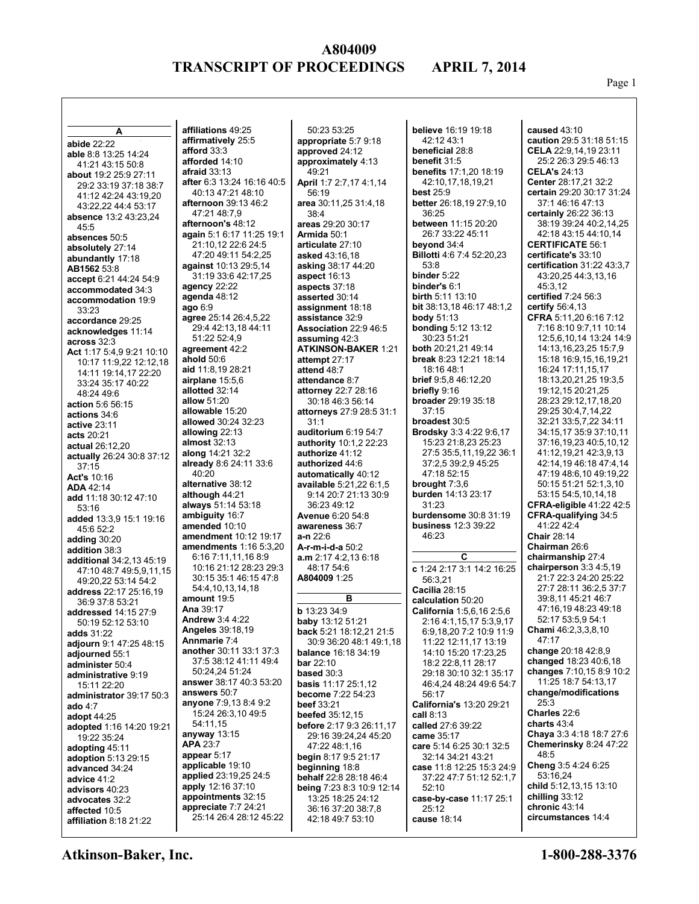# A804009
## TRANSCRIPT OF PROCEEDINGS APRIL 7, 2014

**A**

**abide** 22:22
**able** 8:8 13:25 14:24 41:21 43:15 50:8
**about** 19:2 25:9 27:11 29:2 33:19 37:18 38:7 41:12 42:24 43:19,20 43:22,22 44:4 53:17
**absence** 13:2 43:23,24 45:5
**absences** 50:5
**absolutely** 27:14
**abundantly** 17:18
**AB1562** 53:8
**accept** 6:21 44:24 54:9
**accommodated** 34:3
**accommodation** 19:9 33:23
**accordance** 29:25
**acknowledges** 11:14
**across** 32:3
**Act** 1:17 5:4,9 9:21 10:10 10:17 11:9,22 12:12,18 14:11 19:14,17 22:20 33:24 35:17 40:22 48:24 49:6
**Act's** 10:16
**action** 5:6 56:15
**actions** 34:6
**active** 23:11
**acts** 20:21
**actual** 26:12,20
**actually** 26:24 30:8 37:12 37:15
**ADA** 42:14
**add** 11:18 30:12 47:10 53:16
**added** 13:3,9 15:1 19:16 45:6 52:2
**adding** 30:20
**addition** 38:3
**additional** 34:2,13 45:19 47:10 48:7 49:5,9,11,15 49:20,22 53:14 54:2
**address** 22:17 25:16,19 36:9 37:8 53:21
**addressed** 14:15 27:9 50:19 52:12 53:10
**adds** 31:22
**adjourn** 9:1 47:25 48:15
**adjourned** 55:1
**administer** 50:4
**administrative** 9:19 15:11 22:20
**administrator** 39:17 50:3
**ado** 4:7
**adopt** 44:25
**adopted** 1:16 14:20 19:21 19:22 35:24
**adopting** 45:11
**adoption** 5:13 29:15
**advanced** 34:24
**advice** 41:2
**advisors** 40:23
**advocates** 32:2
**affected** 10:5
**affiliation** 8:18 21:22
**affiliations** 49:25
**affirmatively** 25:5
**afford** 33:3
**afforded** 14:10
**afraid** 33:13
**after** 6:3 13:24 16:16 40:5 40:13 47:21 48:10
**afternoon** 39:13 46:2 47:21 48:7,9
**afternoon's** 48:12
**again** 5:1 6:17 11:25 19:1 21:10,12 22:6 24:5 47:20 49:11 54:2,25
**against** 10:13 29:5,14 31:19 33:6 42:17,25
**agency** 22:22
**agenda** 48:12
**ago** 6:9
**agree** 25:14 26:4,5,22 29:4 42:13,18 44:11 51:22 52:4,9
**agreement** 42:2
**ahold** 50:6
**aid** 11:8,19 28:21
**airplane** 15:5,6
**allotted** 32:14
**allow** 51:20
**allowable** 15:20
**allowed** 30:24 32:23
**allowing** 22:13
**almost** 32:13
**along** 14:21 32:2
**already** 8:6 24:11 33:6 40:20
**alternative** 38:12
**although** 44:21
**always** 51:14 53:18
**ambiguity** 16:7
**amended** 10:10
**amendment** 10:12 19:17
**amendments** 1:16 5:3,20 6:16 7:11,11,16 8:9 10:16 21:12 28:23 29:3 30:15 35:1 46:15 47:8 54:4,10,13,14,18
**amount** 19:5
**Ana** 39:17
**Andrew** 3:4 4:22
**Angeles** 39:18,19
**Annmarie** 7:4
**another** 30:11 33:1 37:3 37:5 38:12 41:11 49:4 50:24,24 51:24
**answer** 38:17 40:3 53:20
**answers** 50:7
**anyone** 7:9,13 8:4 9:2 15:24 26:3,10 49:5 54:11,15
**anyway** 13:15
**APA** 23:7
**appear** 5:17
**applicable** 19:10
**applied** 23:19,25 24:5
**apply** 12:16 37:10
**appointments** 32:15
**appreciate** 7:7 24:21 25:14 26:4 28:12 45:22 50:23 53:25
**appropriate** 5:7 9:18
**approved** 24:12
**approximately** 4:13 49:21
**April** 1:7 2:7,17 4:1,14 56:19
**area** 30:11,25 31:4,18 38:4
**areas** 29:20 30:17
**Armida** 50:1
**articulate** 27:10
**asked** 43:16,18
**asking** 38:17 44:20
**aspect** 16:13
**aspects** 37:18
**asserted** 30:14
**assignment** 18:18
**assistance** 32:9
**Association** 22:9 46:5
**assuming** 42:3
**ATKINSON-BAKER** 1:21
**attempt** 27:17
**attend** 48:7
**attendance** 8:7
**attorney** 22:7 28:16 30:18 46:3 56:14
**attorneys** 27:9 28:5 31:1 31:1
**auditorium** 6:19 54:7
**authority** 10:1,2 22:23
**authorize** 41:12
**authorized** 44:6
**automatically** 40:12
**available** 5:21,22 6:1,5 9:14 20:7 21:13 30:9 36:23 49:12
**Avenue** 6:20 54:8
**awareness** 36:7
**a-n** 22:6
**A-r-m-i-d-a** 50:2
**a.m** 2:17 4:2,13 6:18 48:17 54:6
**A804009** 1:25

**B**

**b** 13:23 34:9
**baby** 13:12 51:21
**back** 5:21 18:12,21 21:5 30:9 36:20 48:1 49:1,18
**balance** 16:18 34:19
**bar** 22:10
**based** 30:3
**basis** 11:17 25:1,12
**become** 7:22 54:23
**beef** 33:21
**beefed** 35:12,15
**before** 2:17 9:3 26:11,17 29:16 39:24,24 45:20 47:22 48:1,16
**begin** 8:17 9:5 21:17
**beginning** 18:8
**behalf** 22:8 28:18 46:4
**being** 7:23 8:3 10:9 12:14 13:25 18:25 24:12 36:16 37:20 38:7,8 42:18 49:7 53:10
**believe** 16:19 19:18 42:12 43:1
**beneficial** 28:8
**benefit** 31:5
**benefits** 17:1,20 18:19 42:10,17,18,19,21
**best** 25:9
**better** 26:18,19 27:9,10 36:25
**between** 11:15 20:20 26:7 33:22 45:11
**beyond** 34:4
**Billotti** 4:6 7:4 52:20,23 53:8
**binder** 5:22
**binder's** 6:1
**birth** 5:11 13:10
**bit** 38:13,18 46:17 48:1,2
**body** 51:13
**bonding** 5:12 13:12 30:23 51:21
**both** 20:21,21 49:14
**break** 8:23 12:21 18:14 18:16 48:1
**brief** 9:5,8 46:12,20
**briefly** 9:16
**broader** 29:19 35:18 37:15
**broadest** 30:5
**Brodsky** 3:3 4:22 9:6,17 15:23 21:8,23 25:23 27:5 35:5,11,19,22 36:1 37:2,5 39:2,9 45:25 47:18 52:15
**brought** 7:3,6
**burden** 14:13 23:17 31:23
**burdensome** 30:8 31:19
**business** 12:3 39:22 46:23

**C**

**c** 1:24 2:17 3:1 14:2 16:25 56:3,21
**Cacilia** 28:15
**calculation** 50:20
**California** 1:5,6,16 2:5,6 2:16 4:1,15,17 5:3,9,17 6:9,18,20 7:2 10:9 11:9 11:22 12:11,17 13:19 14:10 15:20 17:23,25 18:2 22:8,11 28:17 29:18 30:10 32:1 35:17 46:4,24 48:24 49:6 54:7 56:17
**California's** 13:20 29:21
**call** 8:13
**called** 27:6 39:22
**came** 35:17
**care** 5:14 6:25 30:1 32:5 32:14 34:21 43:21
**case** 11:8 12:25 15:3 24:9 37:22 47:7 51:12 52:1,7 52:10
**case-by-case** 11:17 25:1 25:12
**cause** 18:14
**caused** 43:10
**caution** 29:5 31:18 51:15
**CELA** 22:9,14,19 23:11 25:2 26:3 29:5 46:13
**CELA's** 24:13
**Center** 28:17,21 32:2
**certain** 29:20 30:17 31:24 37:1 46:16 47:13
**certainly** 26:22 36:13 38:19 39:24 40:2,14,25 42:18 43:15 44:10,14
**CERTIFICATE** 56:1
**certificate's** 33:10
**certification** 31:22 43:3,7 43:20,25 44:3,13,16 45:3,12
**certified** 7:24 56:3
**certify** 56:4,13
**CFRA** 5:11,20 6:16 7:12 7:16 8:10 9:7,11 10:14 12:5,6,10,14 13:24 14:9 14:13,16,23,25 15:7,9 15:18 16:9,15,16,19,21 16:24 17:11,15,17 18:13,20,21,25 19:3,5 19:12,15 20:21,25 28:23 29:12,17,18,20 29:25 30:4,7,14,22 32:21 33:5,7,22 34:11 34:15,17 35:9 37:10,11 37:16,19,23 40:5,10,12 41:12,19,21 42:3,9,13 42:14,19 46:18 47:4,14 47:19 48:6,10 49:19,22 50:15 51:21 52:1,3,10 53:15 54:5,10,14,18
**CFRA-eligible** 41:22 42:5
**CFRA-qualifying** 34:5 41:22 42:4
**Chair** 28:14
**Chairman** 26:6
**chairmanship** 27:4
**chairperson** 3:3 4:5,19 21:7 22:3 24:20 25:22 27:7 28:11 36:2,5 37:7 39:8,11 45:21 46:7 47:16,19 48:23 49:18 52:17 53:5,9 54:1
**Chami** 46:2,3,3,8,10 47:17
**change** 20:18 42:8,9
**changed** 18:23 40:6,18
**changes** 7:10,15 8:9 10:2 11:25 18:7 54:13,17
**change/modifications** 25:3
**Charles** 22:6
**charts** 43:4
**Chaya** 3:3 4:18 18:7 27:6
**Chemerinsky** 8:24 47:22 48:5
**Cheng** 3:5 4:24 6:25 53:16,24
**child** 5:12,13,15 13:10
**chilling** 33:12
**chronic** 43:14
**circumstances** 14:4

Atkinson-Baker, Inc. 1-800-288-3376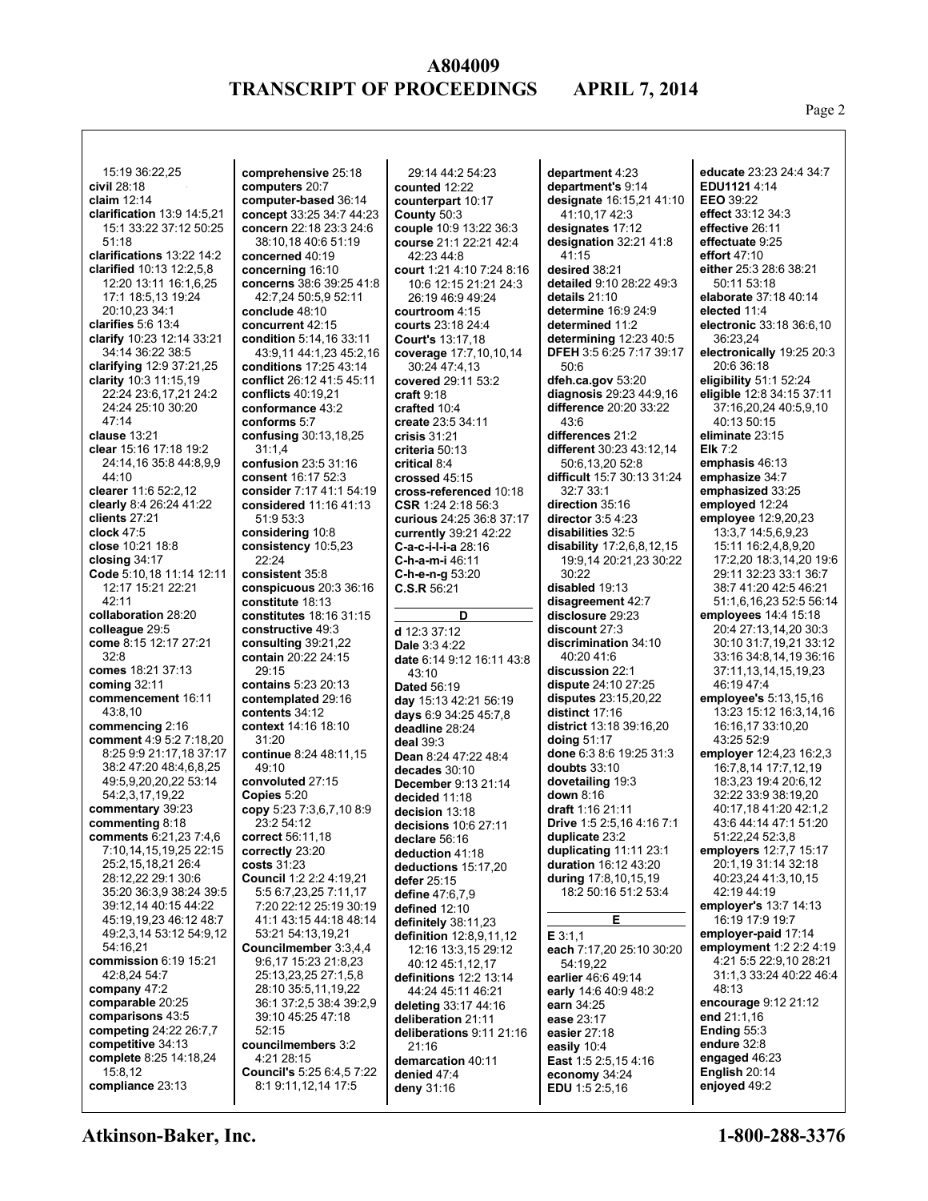15:19 36:22,25
**civil** 28:18
**claim** 12:14
**clarification** 13:9 14:5,21 15:1 33:22 37:12 50:25 51:18
**clarifications** 13:22 14:2
**clarified** 10:13 12:2,5,8 12:20 13:11 16:1,6,25 17:1 18:5,13 19:24 20:10,23 34:1
**clarifies** 5:6 13:4
**clarify** 10:23 12:14 33:21 34:14 36:22 38:5
**clarifying** 12:9 37:21,25
**clarity** 10:3 11:15,19 22:24 23:6,17,21 24:2 24:24 25:10 30:20 47:14
**clause** 13:21
**clear** 15:16 17:18 19:2 24:14,16 35:8 44:8,9,9 44:10
**clearer** 11:6 52:2,12
**clearly** 8:4 26:24 41:22
**clients** 27:21
**clock** 47:5
**close** 10:21 18:8
**closing** 34:17
**Code** 5:10,18 11:14 12:11 12:17 15:21 22:21 42:11
**collaboration** 28:20
**colleague** 29:5
**come** 8:15 12:17 27:21 32:8
**comes** 18:21 37:13
**coming** 32:11
**commencement** 16:11 43:8,10
**commencing** 2:16
**comment** 4:9 5:2 7:18,20 8:25 9:9 21:17,18 37:17 38:2 47:20 48:4,6,8,25 49:5,9,20,20,22 53:14 54:2,3,17,19,22
**commentary** 39:23
**commenting** 8:18
**comments** 6:21,23 7:4,6 7:10,14,15,19,25 22:15 25:2,15,18,21 26:4 28:12,22 29:1 30:6 35:20 36:3,9 38:24 39:5 39:12,14 40:15 44:22 45:19,19,23 46:12 48:7 49:2,3,14 53:12 54:9,12 54:16,21
**commission** 6:19 15:21 42:8,24 54:7
**company** 47:2
**comparable** 20:25
**comparisons** 43:5
**competing** 24:22 26:7,7
**competitive** 34:13
**complete** 8:25 14:18,24 15:8,12
**compliance** 23:13
**comprehensive** 25:18
**computers** 20:7
**computer-based** 36:14
**concept** 33:25 34:7 44:23
**concern** 22:18 23:3 24:6 38:10,18 40:6 51:19
**concerned** 40:19
**concerning** 16:10
**concerns** 38:6 39:25 41:8 42:7,24 50:5,9 52:11
**conclude** 48:10
**concurrent** 42:15
**condition** 5:14,16 33:11 43:9,11 44:1,23 45:2,16
**conditions** 17:25 43:14
**conflict** 26:12 41:5 45:11
**conflicts** 40:19,21
**conformance** 43:2
**conforms** 5:7
**confusing** 30:13,18,25 31:1,4
**confusion** 23:5 31:16
**consent** 16:17 52:3
**consider** 7:17 41:1 54:19
**considered** 11:16 41:13 51:9 53:3
**considering** 10:8
**consistency** 10:5,23 22:24
**consistent** 35:8
**conspicuous** 20:3 36:16
**constitute** 18:13
**constitutes** 18:16 31:15
**constructive** 49:3
**consulting** 39:21,22
**contain** 20:22 24:15 29:15
**contains** 5:23 20:13
**contemplated** 29:16
**contents** 34:12
**context** 14:16 18:10 31:20
**continue** 8:24 48:11,15 49:10
**convoluted** 27:15
**Copies** 5:20
**copy** 5:23 7:3,6,7,10 8:9 23:2 54:12
**correct** 56:11,18
**correctly** 23:20
**costs** 31:23
**Council** 1:2 2:2 4:19,21 5:5 6:7,23,25 7:11,17 7:20 22:12 25:19 30:19 41:1 43:15 44:18 48:14 53:21 54:13,19,21
**Councilmember** 3:3,4,4 9:6,17 15:23 21:8,23 25:13,23,25 27:1,5,8 28:10 35:5,11,19,22 36:1 37:2,5 38:4 39:2,9 39:10 45:25 47:18 52:15
**councilmembers** 3:2 4:21 28:15
**Council's** 5:25 6:4,5 7:22 8:1 9:11,12,14 17:5
29:14 44:2 54:23
**counted** 12:22
**counterpart** 10:17
**County** 50:3
**couple** 10:9 13:22 36:3
**course** 21:1 22:21 42:4 42:23 44:8
**court** 1:21 4:10 7:24 8:16 10:6 12:15 21:21 24:3 26:19 46:9 49:24
**courtroom** 4:15
**courts** 23:18 24:4
**Court's** 13:17,18
**coverage** 17:7,10,10,14 30:24 47:4,13
**covered** 29:11 53:2
**craft** 9:18
**crafted** 10:4
**create** 23:5 34:11
**crisis** 31:21
**criteria** 50:13
**critical** 8:4
**crossed** 45:15
**cross-referenced** 10:18
**CSR** 1:24 2:18 56:3
**curious** 24:25 36:8 37:17
**currently** 39:21 42:22
**C-a-c-i-l-i-a** 28:16
**C-h-a-m-i** 46:11
**C-h-e-n-g** 53:20
**C.S.R** 56:21

**D**

**d** 12:3 37:12
**Dale** 3:3 4:22
**date** 6:14 9:12 16:11 43:8 43:10
**Dated** 56:19
**day** 15:13 42:21 56:19
**days** 6:9 34:25 45:7,8
**deadline** 28:24
**deal** 39:3
**Dean** 8:24 47:22 48:4
**decades** 30:10
**December** 9:13 21:14
**decided** 11:18
**decision** 13:18
**decisions** 10:6 27:11
**declare** 56:16
**deduction** 41:18
**deductions** 15:17,20
**defer** 25:15
**define** 47:6,7,9
**defined** 12:10
**definitely** 38:11,23
**definition** 12:8,9,11,12 12:16 13:3,15 29:12 40:12 45:1,12,17
**definitions** 12:2 13:14 44:24 45:11 46:21
**deleting** 33:17 44:16
**deliberation** 21:11
**deliberations** 9:11 21:16 21:16
**demarcation** 40:11
**denied** 47:4
**deny** 31:16
**department** 4:23
**department's** 9:14
**designate** 16:15,21 41:10 41:10,17 42:3
**designates** 17:12
**designation** 32:21 41:8 41:15
**desired** 38:21
**detailed** 9:10 28:22 49:3
**details** 21:10
**determine** 16:9 24:9
**determined** 11:2
**determining** 12:23 40:5
**DFEH** 3:5 6:25 7:17 39:17 50:6
**dfeh.ca.gov** 53:20
**diagnosis** 29:23 44:9,16
**difference** 20:20 33:22 43:6
**differences** 21:2
**different** 30:23 43:12,14 50:6,13,20 52:8
**difficult** 15:7 30:13 31:24 32:7 33:1
**direction** 35:16
**director** 3:5 4:23
**disabilities** 32:5
**disability** 17:2,6,8,12,15 19:9,14 20:21,23 30:22 30:22
**disabled** 19:13
**disagreement** 42:7
**disclosure** 29:23
**discount** 27:3
**discrimination** 34:10 40:20 41:6
**discussion** 22:1
**dispute** 24:10 27:25
**disputes** 23:15,20,22
**distinct** 17:16
**district** 13:18 39:16,20
**doing** 51:17
**done** 6:3 8:6 19:25 31:3
**doubts** 33:10
**dovetailing** 19:3
**down** 8:16
**draft** 1:16 21:11
**Drive** 1:5 2:5,16 4:16 7:1
**duplicate** 23:2
**duplicating** 11:11 23:1
**duration** 16:12 43:20
**during** 17:8,10,15,19 18:2 50:16 51:2 53:4

**E**

**E** 3:1,1
**each** 7:17,20 25:10 30:20 54:19,22
**earlier** 46:6 49:14
**early** 14:6 40:9 46:21
**earn** 34:25
**ease** 23:17
**easier** 27:18
**easily** 10:4
**East** 1:5 2:5,15 4:16
**economy** 34:24
**EDU** 1:5 2:5,16
**educate** 23:23 24:4 34:7
**EDU1121** 4:14
**EEO** 39:22
**effect** 33:12 34:3
**effective** 26:11
**effectuate** 9:25
**effort** 47:10
**either** 25:3 28:6 38:21 50:11 53:18
**elaborate** 37:18 40:14
**elected** 11:4
**electronic** 33:18 36:6,10 36:23,24
**electronically** 19:25 20:3 20:6 36:18
**eligibility** 51:1 52:24
**eligible** 12:8 34:15 37:11 37:16,20,24 40:5,9,10 40:13 50:15
**eliminate** 23:15
**Elk** 7:2
**emphasis** 46:13
**emphasize** 34:7
**emphasized** 33:25
**employed** 12:24
**employee** 12:9,20,23 13:3,7 14:5,6,9,23 15:11 16:2,4,8,9,20 17:2,20 18:3,14,20 19:6 29:11 32:23 33:1 36:7 38:7 41:20 42:5 46:21 51:1,6,16,23 52:5 56:14
**employees** 14:4 15:18 20:4 27:13,14,20 30:3 30:10 31:7,19,21 33:12 33:16 34:8,14,19 36:16 37:11,13,14,15,19,23 46:19 47:4
**employee's** 5:13,15,16 13:23 15:12 16:3,14,16 16:16,17 33:10,20 43:25 52:9
**employer** 12:4,23 16:2,3 16:7,8,14 17:7,12,19 18:3,23 19:4 20:6,12 32:22 33:9 38:19,20 40:17,18 41:20 42:1,2 43:6 44:14 47:1 51:20 51:22,24 52:3,8
**employers** 12:7,7 15:17 20:1,19 31:14 32:18 40:23,24 41:3,10,15 42:19 44:19
**employer's** 13:7 14:13 16:19 17:9 19:7
**employer-paid** 17:14
**employment** 1:2 2:2 4:19 4:21 5:5 22:9,10 28:21 31:1,3 33:24 40:22 46:4 48:13
**encourage** 9:12 21:12
**end** 21:1,16
**Ending** 55:3
**endure** 32:8
**engaged** 46:23
**English** 20:14
**enjoyed** 49:2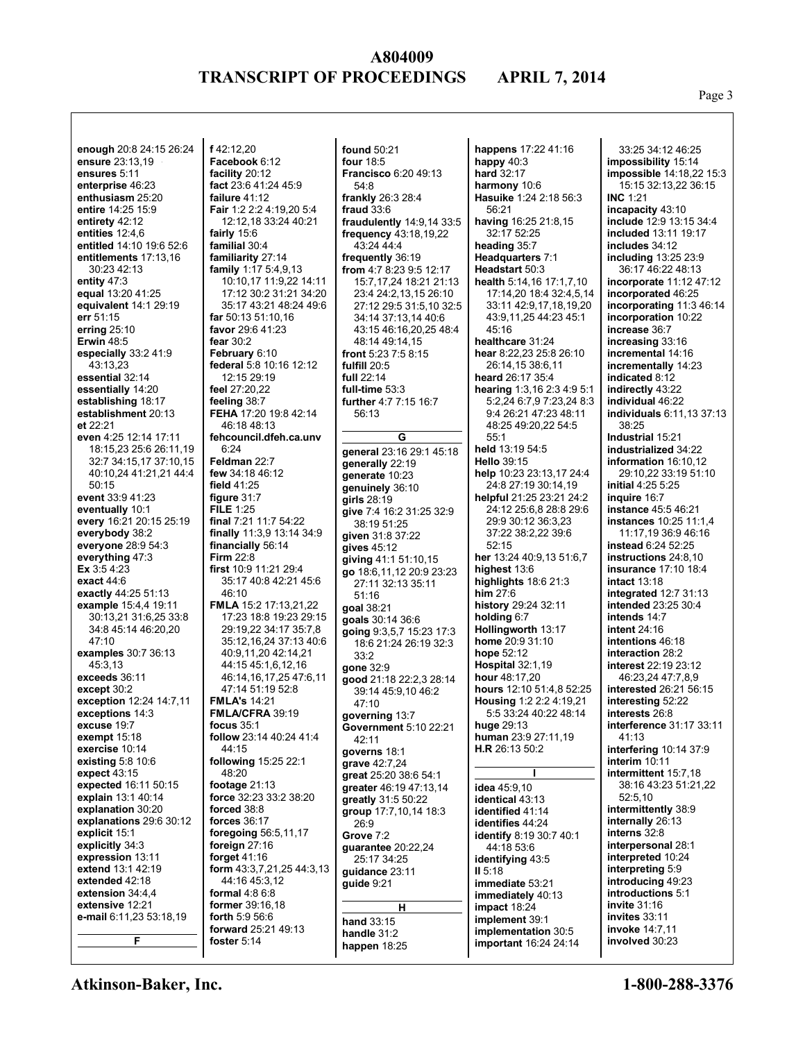**enough** 20:8 24:15 26:24
**ensure** 23:13,19
**ensures** 5:11
**enterprise** 46:23
**enthusiasm** 25:20
**entire** 14:25 15:9
**entirety** 42:12
**entities** 12:4,6
**entitled** 14:10 19:6 52:6
**entitlements** 17:13,16 30:23 42:13
**entity** 47:3
**equal** 13:20 41:25
**equivalent** 14:1 29:19
**err** 51:15
**erring** 25:10
**Erwin** 48:5
**especially** 33:2 41:9 43:13,23
**essential** 32:14
**essentially** 14:20
**establishing** 18:17
**establishment** 20:13
**et** 22:21
**even** 4:25 12:14 17:11 18:15,23 25:6 26:11,19 32:7 34:15,17 37:10,15 40:10,24 41:21,21 44:4 50:15
**event** 33:9 41:23
**eventually** 10:1
**every** 16:21 20:15 25:19
**everybody** 38:2
**everyone** 28:9 54:3
**everything** 47:3
**Ex** 3:5 4:23
**exact** 44:6
**exactly** 44:25 51:13
**example** 15:4,4 19:11 30:13,21 31:6,25 33:8 34:8 45:14 46:20,20 47:10
**examples** 30:7 36:13 45:3,13
**exceeds** 36:11
**except** 30:2
**exception** 12:24 14:7,11
**exceptions** 14:3
**excuse** 19:7
**exempt** 15:18
**exercise** 10:14
**existing** 5:8 10:6
**expect** 43:15
**expected** 16:11 50:15
**explain** 13:1 40:14
**explanation** 30:20
**explanations** 29:6 30:12
**explicit** 15:1
**explicitly** 34:3
**expression** 13:11
**extend** 13:1 42:19
**extended** 42:18
**extension** 34:4,4
**extensive** 12:21
**e-mail** 6:11,23 53:18,19

**F**

**f** 42:12,20
**Facebook** 6:12
**facility** 20:12
**fact** 23:6 41:24 45:9
**failure** 41:12
**Fair** 1:2 2:2 4:19,20 5:4 12:12,18 33:24 40:21
**fairly** 15:6
**familial** 30:4
**familiarity** 27:14
**family** 1:17 5:4,9,13 10:10,17 11:9,22 14:11 17:12 30:2 31:21 34:20 35:17 43:21 48:24 49:6
**far** 50:13 51:10,16
**favor** 29:6 41:23
**fear** 30:2
**February** 6:10
**federal** 5:8 10:16 12:12 12:15 29:19
**feel** 27:20,22
**feeling** 38:7
**FEHA** 17:20 19:8 42:14 46:18 48:13
**fehcouncil.dfeh.ca.unv** 6:24
**Feldman** 22:7
**few** 34:18 46:12
**field** 41:25
**figure** 31:7
**FILE** 1:25
**final** 7:21 11:7 54:22
**finally** 11:3,9 13:14 34:9
**financially** 56:14
**Firm** 22:8
**first** 10:9 11:21 29:4 35:17 40:8 42:21 45:6 46:10
**FMLA** 15:2 17:13,21,22 17:23 18:8 19:23 29:15 29:19,22 34:17 35:7,8 35:12,16,24 37:13 40:6 40:9,11,20 42:14,21 44:15 45:1,6,12,16 46:14,16,17,25 47:6,11 47:14 51:19 52:8
**FMLA's** 14:21
**FMLA/CFRA** 39:19
**focus** 35:1
**follow** 23:14 40:24 41:4 44:15
**following** 15:25 22:1 48:20
**footage** 21:13
**force** 32:23 33:2 38:20
**forced** 38:8
**forces** 36:17
**foregoing** 56:5,11,17
**foreign** 27:16
**forget** 41:16
**form** 43:3,7,21,25 44:3,13 44:16 45:3,12
**formal** 4:8 6:8
**former** 39:16,18
**forth** 5:9 56:6
**forward** 25:21 49:13
**foster** 5:14
**found** 50:21
**four** 18:5
**Francisco** 6:20 49:13 54:8
**frankly** 26:3 28:4
**fraud** 33:6
**fraudulently** 14:9,14 33:5
**frequency** 43:18,19,22 43:24 44:4
**frequently** 36:19
**from** 4:7 8:23 9:5 12:17 15:7,17,24 18:21 21:13 23:4 24:2,13,15 26:10 27:12 29:5 31:5,10 32:5 34:14 37:13,14 40:6 43:15 46:16,20,25 48:4 48:14 49:14,15
**front** 5:23 7:5 8:15
**fulfill** 20:5
**full** 22:14
**full-time** 53:3
**further** 4:7 7:15 16:7 56:13

**G**

**general** 23:16 29:1 45:18
**generally** 22:19
**generate** 10:23
**genuinely** 36:10
**girls** 28:19
**give** 7:4 16:2 31:25 32:9 38:19 51:25
**given** 31:8 37:22
**gives** 45:12
**giving** 41:1 51:10,15
**go** 18:6,11,12 20:9 23:23 27:11 32:13 35:11 51:16
**goal** 38:21
**goals** 30:14 36:6
**going** 9:3,5,7 15:23 17:3 18:6 21:24 26:19 32:3 33:2
**gone** 32:9
**good** 21:18 22:2,3 28:14 39:14 45:9,10 46:2 47:10
**governing** 13:7
**Government** 5:10 22:21 42:11
**governs** 18:1
**grave** 42:7,24
**great** 25:20 38:6 54:1
**greater** 46:19 47:13,14
**greatly** 31:5 50:22
**group** 17:7,10,14 18:3 26:9
**Grove** 7:2
**guarantee** 20:22,24 25:17 34:25
**guidance** 23:11
**guide** 9:21

**H**

**hand** 33:15
**handle** 31:2
**happen** 18:25
**happens** 17:22 41:16
**happy** 40:3
**hard** 32:17
**harmony** 10:6
**Hasuike** 1:24 2:18 56:3 56:21
**having** 16:25 21:8,15 32:17 52:25
**heading** 35:7
**Headquarters** 7:1
**Headstart** 50:3
**health** 5:14,16 17:1,7,10 17:14,20 18:4 32:4,5,14 33:11 42:9,17,18,19,20 43:9,11,25 44:23 45:1 45:16
**healthcare** 31:24
**hear** 8:22,23 25:8 26:10 26:14,15 38:6,11
**heard** 26:17 35:4
**hearing** 1:3,16 2:3 4:9 5:1 5:2,24 6:7,9 7:23,24 8:3 9:4 26:21 47:23 48:11 48:25 49:20,22 54:5 55:1
**held** 13:19 54:5
**Hello** 39:15
**help** 10:23 23:13,17 24:4 24:8 27:19 30:14,19
**helpful** 21:25 23:21 24:2 24:12 25:6,8 28:8 29:6 29:9 30:12 36:3,23 37:22 38:2,22 39:6 52:15
**her** 13:24 40:9,13 51:6,7
**highest** 13:6
**highlights** 18:6 21:3
**him** 27:6
**history** 29:24 32:11
**holding** 6:7
**Hollingworth** 13:17
**home** 20:9 31:10
**hope** 52:12
**Hospital** 32:1,19
**hour** 48:17,20
**hours** 12:10 51:4,8 52:25
**Housing** 1:2 2:2 4:19,21 5:5 33:24 40:22 48:14
**huge** 29:13
**human** 23:9 27:11,19
**H.R** 26:13 50:2

**I**

**idea** 45:9,10
**identical** 43:13
**identified** 41:14
**identifies** 44:24
**identify** 8:19 30:7 40:1 44:18 53:6
**identifying** 43:5
**Il** 5:18
**immediate** 53:21
**immediately** 40:13
**impact** 18:24
**implement** 39:1
**implementation** 30:5
**important** 16:24 24:14 33:25 34:12 46:25
**impossibility** 15:14
**impossible** 14:18,22 15:3 15:15 32:13,22 36:15
**INC** 1:21
**incapacity** 43:10
**include** 12:9 13:15 34:4
**included** 13:11 19:17
**includes** 34:12
**including** 13:25 23:9 36:17 46:22 48:13
**incorporate** 11:12 47:12
**incorporated** 46:25
**incorporating** 11:3 46:14
**incorporation** 10:22
**increase** 36:7
**increasing** 33:16
**incremental** 14:16
**incrementally** 14:23
**indicated** 8:12
**indirectly** 43:22
**individual** 46:22
**individuals** 6:11,13 37:13 38:25
**Industrial** 15:21
**industrialized** 34:22
**information** 16:10,12 29:10,22 33:19 51:10
**initial** 4:25 5:25
**inquire** 16:7
**instance** 45:5 46:21
**instances** 10:25 11:1,4 11:17,19 36:9 46:16
**instead** 6:24 52:25
**instructions** 24:8,10
**insurance** 17:10 18:4
**intact** 13:18
**integrated** 12:7 31:13
**intended** 23:25 30:4
**intends** 14:7
**intent** 24:16
**intentions** 46:18
**interaction** 28:2
**interest** 22:19 23:12 46:23,24 47:7,8,9
**interested** 26:21 56:15
**interesting** 52:22
**interests** 26:8
**interference** 31:17 33:11 41:13
**interfering** 10:14 37:9
**interim** 10:11
**intermittent** 15:7,18 38:16 43:23 51:21,22 52:5,10
**intermittently** 38:9
**internally** 26:13
**interns** 32:8
**interpersonal** 28:1
**interpreted** 10:24
**interpreting** 5:9
**introducing** 49:23
**introductions** 5:1
**invite** 31:16
**invites** 33:11
**invoke** 14:7,11
**involved** 30:23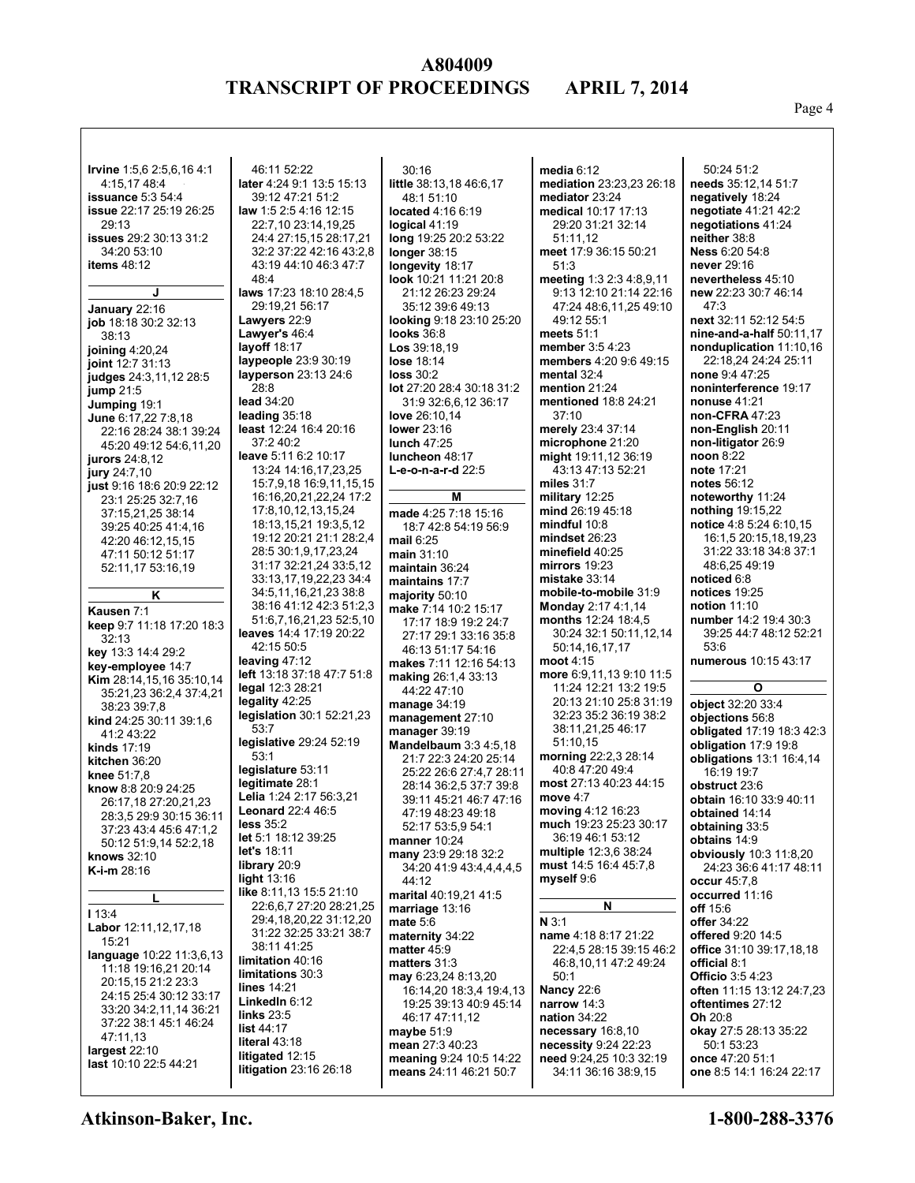**Irvine** 1:5,6 2:5,6,16 4:1 4:15,17 48:4
**issuance** 5:3 54:4
**issue** 22:17 25:19 26:25 29:13
**issues** 29:2 30:13 31:2 34:20 53:10
**items** 48:12

**J**

**January** 22:16
**job** 18:18 30:2 32:13 38:13
**joining** 4:20,24
**joint** 12:7 31:13
**judges** 24:3,11,12 28:5
**jump** 21:5
**Jumping** 19:1
**June** 6:17,22 7:8,18 22:16 28:24 38:1 39:24 45:20 49:12 54:6,11,20
**jurors** 24:8,12
**jury** 24:7,10
**just** 9:16 18:6 20:9 22:12 23:1 25:25 32:7,16 37:15,21,25 38:14 39:25 40:25 41:4,16 42:20 46:12,15,15 47:11 50:12 51:17 52:11,17 53:16,19

**K**

**Kausen** 7:1
**keep** 9:7 11:18 17:20 18:3 32:13
**key** 13:3 14:4 29:2
**key-employee** 14:7
**Kim** 28:14,15,16 35:10,14 35:21,23 36:2,4 37:4,21 38:23 39:7,8
**kind** 24:25 30:11 39:1,6 41:2 43:22
**kinds** 17:19
**kitchen** 36:20
**knee** 51:7,8
**know** 8:8 20:9 24:25 26:17,18 27:20,21,23 28:3,5 29:9 30:15 36:11 37:23 43:4 45:6 47:1,2 50:12 51:9,14 52:2,18
**knows** 32:10
**K-i-m** 28:16

**L**

**l** 13:4
**Labor** 12:11,12,17,18 15:21
**language** 10:22 11:3,6,13 11:18 19:16,21 20:14 20:15,15 21:2 23:3 24:15 25:4 30:12 33:17 33:20 34:2,11,14 36:21 37:22 38:1 45:1 46:24 47:11,13
**largest** 22:10
**last** 10:10 22:5 44:21 46:11 52:22
**later** 4:24 9:1 13:5 15:13 39:12 47:21 51:2
**law** 1:5 2:5 4:16 12:15 22:7,10 23:14,19,25 24:4 27:15,15 28:17,21 32:2 37:22 42:16 43:2,8 43:19 44:10 46:3 47:7 48:4
**laws** 17:23 18:10 28:4,5 29:19,21 56:17
**Lawyers** 22:9
**Lawyer's** 46:4
**layoff** 18:17
**laypeople** 23:9 30:19
**layperson** 23:13 24:6 28:8
**lead** 34:20
**leading** 35:18
**least** 12:24 16:4 20:16 37:2 40:2
**leave** 5:11 6:2 10:17 13:24 14:16,17,23,25 15:7,9,18 16:9,11,15,15 16:16,20,21,22,24 17:2 17:8,10,12,13,15,24 18:13,15,21 19:3,5,12 19:12 20:21 21:1 28:2,4 28:5 30:1,9,17,23,24 31:17 32:21,24 33:5,12 33:13,17,19,22,23 34:4 34:5,11,16,21,23 38:8 38:16 41:12 42:3 51:2,3 51:6,7,16,21,23 52:5,10
**leaves** 14:4 17:19 20:22 42:15 50:5
**leaving** 47:12
**left** 13:18 37:18 47:7 51:8
**legal** 12:3 28:21
**legality** 42:25
**legislation** 30:1 52:21,23 53:7
**legislative** 29:24 52:19 53:1
**legislature** 53:11
**legitimate** 28:1
**Lelia** 1:24 2:17 56:3,21
**Leonard** 22:4 46:5
**less** 35:2
**let** 5:1 18:12 39:25
**let's** 18:11
**library** 20:9
**light** 13:16
**like** 8:11,13 15:5 21:10 22:6,6,7 27:20 28:21,25 29:4,18,20,22 31:12,20 31:22 32:25 33:21 38:7 38:11 41:25
**limitation** 40:16
**limitations** 30:3
**lines** 14:21
**LinkedIn** 6:12
**links** 23:5
**list** 44:17
**literal** 43:18
**litigated** 12:15
**litigation** 23:16 26:18 30:16
**little** 38:13,18 46:6,17 48:1 51:10
**located** 4:16 6:19
**logical** 41:19
**long** 19:25 20:2 53:22
**longer** 38:15
**longevity** 18:17
**look** 10:21 11:21 20:8 21:12 26:23 29:24 35:12 39:6 49:13
**looking** 9:18 23:10 25:20
**looks** 36:8
**Los** 39:18,19
**lose** 18:14
**loss** 30:2
**lot** 27:20 28:4 30:18 31:2 31:9 32:6,6,12 36:17
**love** 26:10,14
**lower** 23:16
**lunch** 47:25
**luncheon** 48:17
**L-e-o-n-a-r-d** 22:5

**M**

**made** 4:25 7:18 15:16 18:7 42:8 54:19 56:9
**mail** 6:25
**main** 31:10
**maintain** 36:24
**maintains** 17:7
**majority** 50:10
**make** 7:14 10:2 15:17 17:17 18:9 19:2 24:7 27:17 29:1 33:16 35:8 46:13 51:17 54:16
**makes** 7:11 12:16 54:13
**making** 26:1,4 33:13 44:22 47:10
**manage** 34:19
**management** 27:10
**manager** 39:19
**Mandelbaum** 3:3 4:5,18 21:7 22:3 24:20 25:14 25:22 26:6 27:4,7 28:11 28:14 36:2,5 37:7 39:8 39:11 45:21 46:7 47:16 47:19 48:23 49:18 52:17 53:5,9 54:1
**manner** 10:24
**many** 23:9 29:18 32:2 34:20 41:9 43:4,4,4,4,5 44:12
**marital** 40:19,21 41:5
**marriage** 13:16
**mate** 5:6
**maternity** 34:22
**matter** 45:9
**matters** 31:3
**may** 6:23,24 8:13,20 16:14,20 18:3,4 19:4,13 19:25 39:13 40:9 45:14 46:17 47:11,12
**maybe** 51:9
**mean** 27:3 40:23
**meaning** 9:24 10:5 14:22
**means** 24:11 46:21 50:7
**media** 6:12
**mediation** 23:23,23 26:18
**mediator** 23:24
**medical** 10:17 17:13 29:20 31:21 32:14 51:11,12
**meet** 17:9 36:15 50:21 51:3
**meeting** 1:3 2:3 4:8,9,11 9:13 12:10 21:14 22:16 47:24 48:6,11,25 49:10 49:12 55:1
**meets** 51:1
**member** 3:5 4:23
**members** 4:20 9:6 49:15
**mental** 32:4
**mention** 21:24
**mentioned** 18:8 24:21 37:10
**merely** 23:4 37:14
**microphone** 21:20
**might** 19:11,12 36:19 43:13 47:13 52:21
**miles** 31:7
**military** 12:25
**mind** 26:19 45:18
**mindful** 10:8
**mindset** 26:23
**minefield** 40:25
**mirrors** 19:23
**mistake** 33:14
**mobile-to-mobile** 31:9
**Monday** 2:17 4:1,14
**months** 12:24 18:4,5 30:24 32:1 50:11,12,14 50:14,16,17,17
**moot** 4:15
**more** 6:9,11,13 9:10 11:5 11:24 12:21 13:2 19:5 20:13 21:10 25:8 31:19 32:23 35:2 36:19 38:2 38:11,21,25 46:17 51:10,15
**morning** 22:2,3 28:14 40:8 47:20 49:4
**most** 27:13 40:23 44:15
**move** 4:7
**moving** 4:12 16:23
**much** 19:23 25:23 30:17 36:19 46:1 53:12
**multiple** 12:3,6 38:24
**must** 14:5 16:4 45:7,8
**myself** 9:6

**N**

**N** 3:1
**name** 4:18 8:17 21:22 22:4,5 28:15 39:15 46:2 46:8,10,11 47:2 49:24 50:1
**Nancy** 22:6
**narrow** 14:3
**nation** 34:22
**necessary** 16:8,10
**necessity** 9:24 22:23
**need** 9:24,25 10:3 32:19 34:11 36:16 38:9,15 50:24 51:2
**needs** 35:12,14 51:7
**negatively** 18:24
**negotiate** 41:21 42:2
**negotiations** 41:24
**neither** 38:8
**Ness** 6:20 54:8
**never** 29:16
**nevertheless** 45:10
**new** 22:23 30:7 46:14 47:3
**next** 32:11 52:12 54:5
**nine-and-a-half** 50:11,17
**nonduplication** 11:10,16 22:18,24 24:24 25:11
**none** 9:4 47:25
**noninterference** 19:17
**nonuse** 41:21
**non-CFRA** 47:23
**non-English** 20:11
**non-litigator** 26:9
**noon** 8:22
**note** 17:21
**notes** 56:12
**noteworthy** 11:24
**nothing** 19:15,22
**notice** 4:8 5:24 6:10,15 16:1,5 20:15,18,19,23 31:22 33:18 34:8 37:1 48:6,25 49:19
**noticed** 6:8
**notices** 19:25
**notion** 11:10
**number** 14:2 19:4 30:3 39:25 44:7 48:12 52:21 53:6
**numerous** 10:15 43:17

**O**

**object** 32:20 33:4
**objections** 56:8
**obligated** 17:19 18:3 42:3
**obligation** 17:9 19:8
**obligations** 13:1 16:4,14 16:19 19:7
**obstruct** 23:6
**obtain** 16:10 33:9 40:11
**obtained** 14:14
**obtaining** 33:5
**obtains** 14:9
**obviously** 10:3 11:8,20 24:23 36:6 41:17 48:11
**occur** 45:7,8
**occurred** 11:16
**off** 15:6
**offer** 34:22
**offered** 9:20 14:5
**office** 31:10 39:17,18,18
**official** 8:1
**Officio** 3:5 4:23
**often** 11:15 13:12 24:7,23
**oftentimes** 27:12
**Oh** 20:8
**okay** 27:5 28:13 35:22 50:1 53:23
**once** 47:20 51:1
**one** 8:5 14:1 16:24 22:17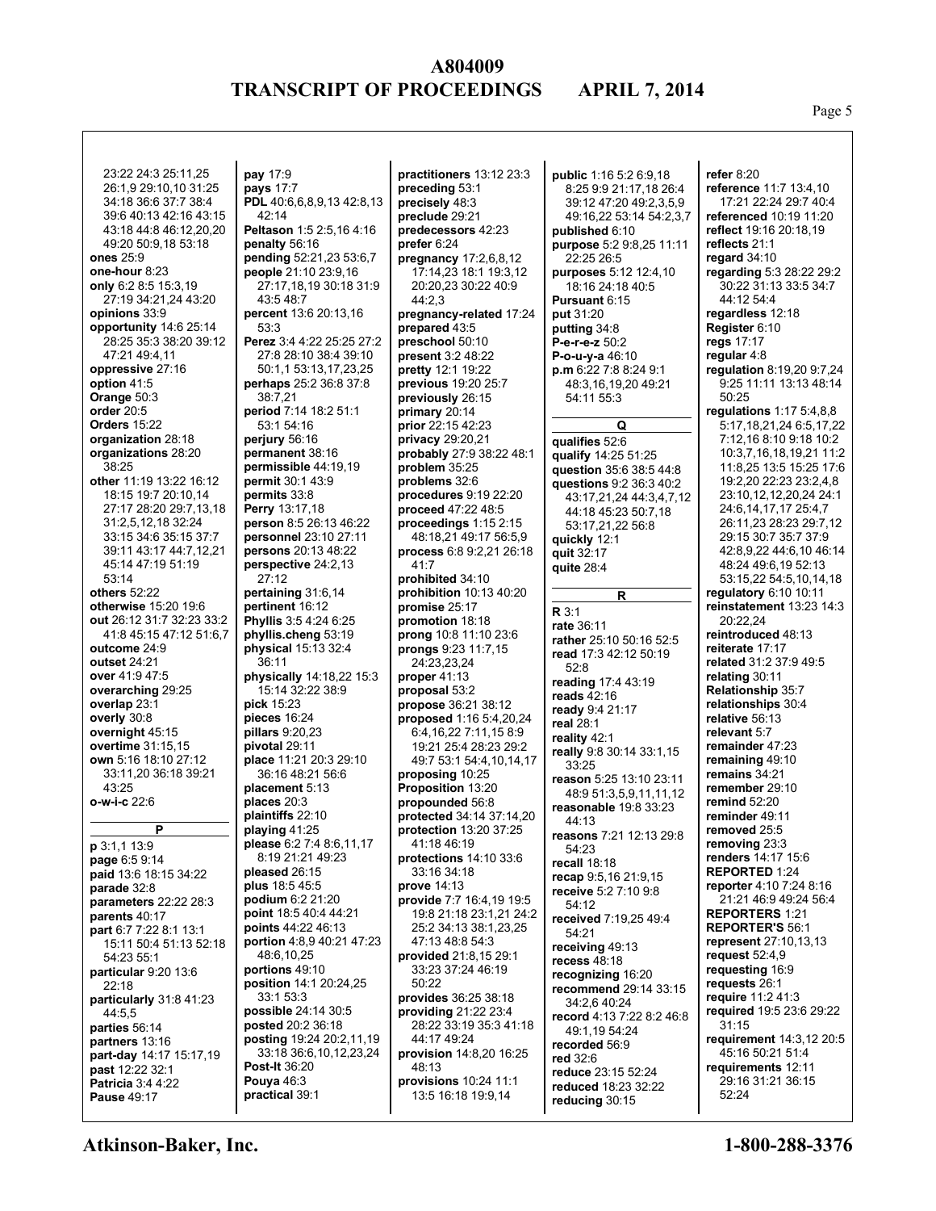23:22 24:3 25:11,25 26:1,9 29:10,10 31:25 34:18 36:6 37:7 38:4 39:6 40:13 42:16 43:15 43:18 44:8 46:12,20,20 49:20 50:9,18 53:18
**ones** 25:9
**one-hour** 8:23
**only** 6:2 8:5 15:3,19 27:19 34:21,24 43:20
**opinions** 33:9
**opportunity** 14:6 25:14 28:25 35:3 38:20 39:12 47:21 49:4,11
**oppressive** 27:16
**option** 41:5
**Orange** 50:3
**order** 20:5
**Orders** 15:22
**organization** 28:18
**organizations** 28:20 38:25
**other** 11:19 13:22 16:12 18:15 19:7 20:10,14 27:17 28:20 29:7,13,18 31:2,5,12,18 32:24 33:15 34:6 35:15 37:7 39:11 43:17 44:7,12,21 45:14 47:19 51:19 53:14
**others** 52:22
**otherwise** 15:20 19:6
**out** 26:12 31:7 32:23 33:2 41:8 45:15 47:12 51:6,7
**outcome** 24:9
**outset** 24:21
**over** 41:9 47:5
**overarching** 29:25
**overlap** 23:1
**overly** 30:8
**overnight** 45:15
**overtime** 31:15,15
**own** 5:16 18:10 27:12 33:11,20 36:18 39:21 43:25
**o-w-i-c** 22:6

**P**

**p** 3:1,1 13:9
**page** 6:5 9:14
**paid** 13:6 18:15 34:22
**parade** 32:8
**parameters** 22:22 28:3
**parents** 40:17
**part** 6:7 7:22 8:1 13:1 15:11 50:4 51:13 52:18 54:23 55:1
**particular** 9:20 13:6 22:18
**particularly** 31:8 41:23 44:5,5
**parties** 56:14
**partners** 13:16
**part-day** 14:17 15:17,19
**past** 12:22 32:1
**Patricia** 3:4 4:22
**Pause** 49:17
**pay** 17:9
**pays** 17:7
**PDL** 40:6,6,8,9,13 42:8,13 42:14
**Peltason** 1:5 2:5,16 4:16
**penalty** 56:16
**pending** 52:21,23 53:6,7
**people** 21:10 23:9,16 27:17,18,19 30:18 31:9 43:5 48:7
**percent** 13:6 20:13,16 53:3
**Perez** 3:4 4:22 25:25 27:2 27:8 28:10 38:4 39:10 50:1,1 53:13,17,23,25
**perhaps** 25:2 36:8 37:8 38:7,21
**period** 7:14 18:2 51:1 53:1 54:16
**perjury** 56:16
**permanent** 38:16
**permissible** 44:19,19
**permit** 30:1 43:9
**permits** 33:8
**Perry** 13:17,18
**person** 8:5 26:13 46:22
**personnel** 23:10 27:11
**persons** 20:13 48:22
**perspective** 24:2,13 27:12
**pertaining** 31:6,14
**pertinent** 16:12
**Phyllis** 3:5 4:24 6:25
**phyllis.cheng** 53:19
**physical** 15:13 32:4 36:11
**physically** 14:18,22 15:3 15:14 32:22 38:9
**pick** 15:23
**pieces** 16:24
**pillars** 9:20,23
**pivotal** 29:11
**place** 11:21 20:3 29:10 36:16 48:21 56:6
**placement** 5:13
**places** 20:3
**plaintiffs** 22:10
**playing** 41:25
**please** 6:2 7:4 8:6,11,17 8:19 21:21 49:23
**pleased** 26:15
**plus** 18:5 45:5
**podium** 6:2 21:20
**point** 18:5 40:4 44:21
**points** 44:22 46:13
**portion** 4:8,9 40:21 47:23 48:6,10,25
**portions** 49:10
**position** 14:1 20:24,25 33:1 53:3
**possible** 24:14 30:5
**posted** 20:2 36:18
**posting** 19:24 20:2,11,19 33:18 36:6,10,12,23,24
**Post-It** 36:20
**Pouya** 46:3
**practical** 39:1
**practitioners** 13:12 23:3
**preceding** 53:1
**precisely** 48:3
**preclude** 29:21
**predecessors** 42:23
**prefer** 6:24
**pregnancy** 17:2,6,8,12 17:14,23 18:1 19:3,12 20:20,23 30:22 40:9 44:2,3
**pregnancy-related** 17:24
**prepared** 43:5
**preschool** 50:10
**present** 3:2 48:22
**pretty** 12:1 19:22
**previous** 19:20 25:7
**previously** 26:15
**primary** 20:14
**prior** 22:15 42:23
**privacy** 29:20,21
**probably** 27:9 38:22 48:1
**problem** 35:25
**problems** 32:6
**procedures** 9:19 22:20
**proceed** 47:22 48:5
**proceedings** 1:15 2:15 48:18,21 49:17 56:5,9
**process** 6:8 9:2,21 26:18 41:7
**prohibited** 34:10
**prohibition** 10:13 40:20
**promise** 25:17
**promotion** 18:18
**prong** 10:8 11:10 23:6
**prongs** 9:23 11:7,15 24:23,23,24
**proper** 41:13
**proposal** 53:2
**propose** 36:21 38:12
**proposed** 1:16 5:4,20,24 6:4,16,22 7:11,15 8:9 19:21 25:4 28:23 29:2 49:7 53:1 54:4,10,14,17
**proposing** 10:25
**Proposition** 13:20
**propounded** 56:8
**protected** 34:14 37:14,20
**protection** 13:20 37:25 41:18 46:19
**protections** 14:10 33:6 33:16 34:18
**prove** 14:13
**provide** 7:7 16:4,19 19:5 19:8 21:18 23:1,21 24:2 25:2 34:13 38:1,23,25 47:13 48:8 54:3
**provided** 21:8,15 29:1 33:23 37:24 46:19 50:22
**provides** 36:25 38:18
**providing** 21:22 23:4 28:22 33:19 35:3 41:18 44:17 49:24
**provision** 14:8,20 16:25 48:13
**provisions** 10:24 11:1 13:5 16:18 19:9,14
**public** 1:16 5:2 6:9,18 8:25 9:9 21:17,18 26:4 39:12 47:20 49:2,3,5,9 49:16,22 53:14 54:2,3,7
**published** 6:10
**purpose** 5:2 9:8,25 11:11 22:25 26:5
**purposes** 5:12 12:4,10 18:16 24:18 40:5
**Pursuant** 6:15
**put** 31:20
**putting** 34:8
**P-e-r-e-z** 50:2
**P-o-u-y-a** 46:10
**p.m** 6:22 7:8 8:24 9:1 48:3,16,19,20 49:21 54:11 55:3

**Q**

**qualifies** 52:6
**qualify** 14:25 51:25
**question** 35:6 38:5 44:8
**questions** 9:2 36:3 40:2 43:17,21,24 44:3,4,7,12 44:18 45:23 50:7,18 53:17,21,22 56:8
**quickly** 12:1
**quit** 32:17
**quite** 28:4

**R**

**R** 3:1
**rate** 36:11
**rather** 25:10 50:16 52:5
**read** 17:3 42:12 50:19 52:8
**reading** 17:4 43:19
**reads** 42:16
**ready** 9:4 21:17
**real** 28:1
**reality** 42:1
**really** 9:8 30:14 33:1,15 33:25
**reason** 5:25 13:10 23:11 48:9 51:3,5,9,11,11,12
**reasonable** 19:8 33:23 44:13
**reasons** 7:21 12:13 29:8 54:23
**recall** 18:18
**recap** 9:5,16 21:9,15
**receive** 5:2 7:10 9:8 54:12
**received** 7:19,25 49:4 54:21
**receiving** 49:13
**recess** 48:18
**recognizing** 16:20
**recommend** 29:14 33:15 34:2,6 40:24
**record** 4:13 7:22 8:2 46:8 49:1,19 54:24
**recorded** 56:9
**red** 32:6
**reduce** 23:15 52:24
**reduced** 18:23 32:22
**reducing** 30:15
**refer** 8:20
**reference** 11:7 13:4,10 17:21 22:24 29:7 40:4
**referenced** 10:19 11:20
**reflect** 19:16 20:18,19
**reflects** 21:1
**regard** 34:10
**regarding** 5:3 28:22 29:2 30:22 31:13 33:5 34:7 44:12 54:4
**regardless** 12:18
**Register** 6:10
**regs** 17:17
**regular** 4:8
**regulation** 8:19,20 9:7,24 9:25 11:11 13:13 48:14 50:25
**regulations** 1:17 5:4,8,8 5:17,18,21,24 6:5,17,22 7:12,16 8:10 9:18 10:2 10:3,7,16,18,19,21 11:2 11:8,25 13:5 15:25 17:6 19:2,20 22:23 23:2,4,8 23:10,12,12,20,24 24:1 24:6,14,17,17 25:4,7 26:11,23 28:23 29:7,12 29:15 30:7 35:7 37:9 42:8,9,22 44:6,10 46:14 48:24 49:6,19 52:13 53:15,22 54:5,10,14,18
**regulatory** 6:10 10:11
**reinstatement** 13:23 14:3 20:22,24
**reintroduced** 48:13
**reiterate** 17:17
**related** 31:2 37:9 49:5
**relating** 30:11
**Relationship** 35:7
**relationships** 30:4
**relative** 56:13
**relevant** 5:7
**remainder** 47:23
**remaining** 49:10
**remains** 34:21
**remember** 29:10
**remind** 52:20
**reminder** 49:11
**removed** 25:5
**removing** 23:3
**renders** 14:17 15:6
**REPORTED** 1:24
**reporter** 4:10 7:24 8:16 21:21 46:9 49:24 56:4
**REPORTERS** 1:21
**REPORTER'S** 56:1
**represent** 27:10,13,13
**request** 52:4,9
**requesting** 16:9
**requests** 26:1
**require** 11:2 41:3
**required** 19:5 23:6 29:22 31:15
**requirement** 14:3,12 20:5 45:16 50:21 51:4
**requirements** 12:11 29:16 31:21 36:15 52:24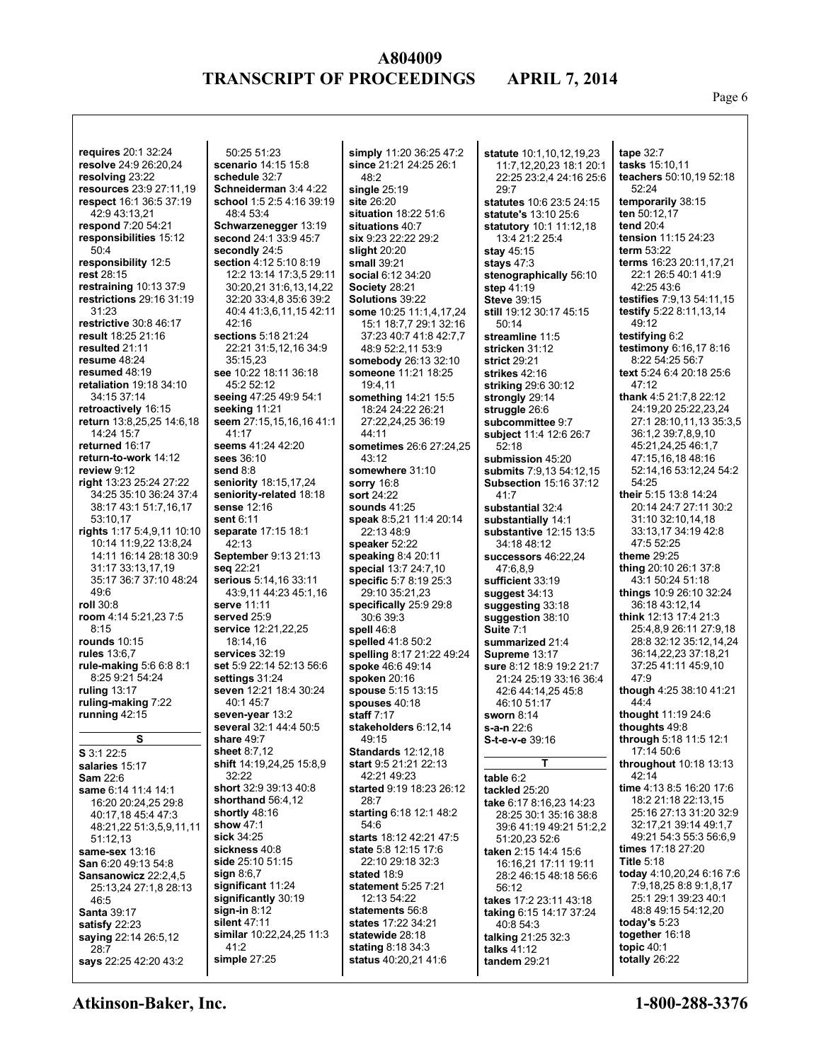**requires** 20:1 32:24
**resolve** 24:9 26:20,24
**resolving** 23:22
**resources** 23:9 27:11,19
**respect** 16:1 36:5 37:19 42:9 43:13,21
**respond** 7:20 54:21
**responsibilities** 15:12 50:4
**responsibility** 12:5
**rest** 28:15
**restraining** 10:13 37:9
**restrictions** 29:16 31:19 31:23
**restrictive** 30:8 46:17
**result** 18:25 21:16
**resulted** 21:11
**resume** 48:24
**resumed** 48:19
**retaliation** 19:18 34:10 34:15 37:14
**retroactively** 16:15
**return** 13:8,25,25 14:6,18 14:24 15:7
**returned** 16:17
**return-to-work** 14:12
**review** 9:12
**right** 13:23 25:24 27:22 34:25 35:10 36:24 37:4 38:17 43:1 51:7,16,17 53:10,17
**rights** 1:17 5:4,9,11 10:10 10:14 11:9,22 13:8,24 14:11 16:14 28:18 30:9 31:17 33:13,17,19 35:17 36:7 37:10 48:24 49:6
**roll** 30:8
**room** 4:14 5:21,23 7:5 8:15
**rounds** 10:15
**rules** 13:6,7
**rule-making** 5:6 6:8 8:1 8:25 9:21 54:24
**ruling** 13:17
**ruling-making** 7:22
**running** 42:15

## S

**S** 3:1 22:5
**salaries** 15:17
**Sam** 22:6
**same** 6:14 11:4 14:1 16:20 20:24,25 29:8 40:17,18 45:4 47:3 48:21,22 51:3,5,9,11,11 51:12,13
**same-sex** 13:16
**San** 6:20 49:13 54:8
**Sansanowicz** 22:2,4,5 25:13,24 27:1,8 28:13 46:5
**Santa** 39:17
**satisfy** 22:23
**saying** 22:14 26:5,12 28:7
**says** 22:25 42:20 43:2
50:25 51:23
**scenario** 14:15 15:8
**schedule** 32:7
**Schneiderman** 3:4 4:22
**school** 1:5 2:5 4:16 39:19 48:4 53:4
**Schwarzenegger** 13:19
**second** 24:1 33:9 45:7
**secondly** 24:5
**section** 4:12 5:10 8:19 12:2 13:14 17:3,5 29:11 30:20,21 31:6,13,14,22 32:20 33:4,8 35:6 39:2 40:4 41:3,6,11,15 42:11 42:16
**sections** 5:18 21:24 22:21 31:5,12,16 34:9 35:15,23
**see** 10:22 18:11 36:18 45:2 52:12
**seeing** 47:25 49:9 54:1
**seeking** 11:21
**seem** 27:15,15,16,16 41:1 41:17
**seems** 41:24 42:20
**sees** 36:10
**send** 8:8
**seniority** 18:15,17,24
**seniority-related** 18:18
**sense** 12:16
**sent** 6:11
**separate** 17:15 18:1 42:13
**September** 9:13 21:13
**seq** 22:21
**serious** 5:14,16 33:11 43:9,11 44:23 45:1,16
**serve** 11:11
**served** 25:9
**service** 12:21,22,25 18:14,16
**services** 32:19
**set** 5:9 22:14 52:13 56:6
**settings** 31:24
**seven** 12:21 18:4 30:24 40:1 45:7
**seven-year** 13:2
**several** 32:1 44:4 50:5
**share** 49:7
**sheet** 8:7,12
**shift** 14:19,24,25 15:8,9 32:22
**short** 32:9 39:13 40:8
**shorthand** 56:4,12
**shortly** 48:16
**show** 47:1
**sick** 34:25
**sickness** 40:8
**side** 25:10 51:15
**sign** 8:6,7
**significant** 11:24
**significantly** 30:19
**sign-in** 8:12
**silent** 47:11
**similar** 10:22,24,25 11:3 41:2
**simple** 27:25
**simply** 11:20 36:25 47:2
**since** 21:21 24:25 26:1 48:2
**single** 25:19
**site** 26:20
**situation** 18:22 51:6
**situations** 40:7
**six** 9:23 22:22 29:2
**slight** 20:20
**small** 39:21
**social** 6:12 34:20
**Society** 28:21
**Solutions** 39:22
**some** 10:25 11:1,4,17,24 15:1 18:7,7 29:1 32:16 37:23 40:7 41:8 42:7,7 48:9 52:2,11 53:9
**somebody** 26:13 32:10
**someone** 11:21 18:25 19:4,11
**something** 14:21 15:5 18:24 24:22 26:21 27:22,24,25 36:19 44:11
**sometimes** 26:6 27:24,25 43:12
**somewhere** 31:10
**sorry** 16:8
**sort** 24:22
**sounds** 41:25
**speak** 8:5,21 11:4 20:14 22:13 48:9
**speaker** 52:22
**speaking** 8:4 20:11
**special** 13:7 24:7,10
**specific** 5:7 8:19 25:3 29:10 35:21,23
**specifically** 25:9 29:8 30:6 39:3
**spell** 46:8
**spelled** 41:8 50:2
**spelling** 8:17 21:22 49:24
**spoke** 46:6 49:14
**spoken** 20:16
**spouse** 5:15 13:15
**spouses** 40:18
**staff** 7:17
**stakeholders** 6:12,14 49:15
**Standards** 12:12,18
**start** 9:5 21:21 22:13 42:21 49:23
**started** 9:19 18:23 26:12 28:7
**starting** 6:18 12:1 48:2 54:6
**starts** 18:12 42:21 47:5
**state** 5:8 12:15 17:6 22:10 29:18 32:3
**stated** 18:9
**statement** 5:25 7:21 12:13 54:22
**statements** 56:8
**states** 17:22 34:21
**statewide** 28:18
**stating** 8:18 34:3
**status** 40:20,21 41:6
**statute** 10:1,10,12,19,23 11:7,12,20,23 18:1 20:1 22:25 23:2,4 24:16 25:6 29:7
**statutes** 10:6 23:5 24:15
**statute's** 13:10 25:6
**statutory** 10:1 11:12,18 13:4 21:2 25:4
**stay** 45:15
**stays** 47:3
**stenographically** 56:10
**step** 41:19
**Steve** 39:15
**still** 19:12 30:17 45:15 50:14
**streamline** 11:5
**stricken** 31:12
**strict** 29:21
**strikes** 42:16
**striking** 29:6 30:12
**strongly** 29:14
**struggle** 26:6
**subcommittee** 9:7
**subject** 11:4 12:6 26:7 52:18
**submission** 45:20
**submits** 7:9,13 54:12,15
**Subsection** 15:16 37:12 41:7
**substantial** 32:4
**substantially** 14:1
**substantive** 12:15 13:5 34:18 48:12
**successors** 46:22,24 47:6,8,9
**sufficient** 33:19
**suggest** 34:13
**suggesting** 33:18
**suggestion** 38:10
**Suite** 7:1
**summarized** 21:4
**Supreme** 13:17
**sure** 8:12 18:9 19:2 21:7 21:24 25:19 33:16 36:4 42:6 44:14,25 45:8 46:10 51:17
**sworn** 8:14
**s-a-n** 22:6
**S-t-e-v-e** 39:16

## T

**table** 6:2
**tackled** 25:20
**take** 6:17 8:16,23 14:23 28:25 30:1 35:16 38:8 39:6 41:19 49:21 51:2,2 51:20,23 52:6
**taken** 2:15 14:4 15:6 16:16,21 17:11 19:11 28:2 46:15 48:18 56:6 56:12
**takes** 17:2 23:11 43:18
**taking** 6:15 14:17 37:24 40:8 54:3
**talking** 21:25 32:3
**talks** 41:12
**tandem** 29:21
**tape** 32:7
**tasks** 15:10,11
**teachers** 50:10,19 52:18 52:24
**temporarily** 38:15
**ten** 50:12,17
**tend** 20:4
**tension** 11:15 24:23
**term** 53:22
**terms** 16:23 20:11,17,21 22:1 26:5 40:1 41:9 42:25 43:6
**testifies** 7:9,13 54:11,15
**testify** 5:22 8:11,13,14 49:12
**testifying** 6:2
**testimony** 6:16,17 8:16 8:22 54:25 56:7
**text** 5:24 6:4 20:18 25:6 47:12
**thank** 4:5 21:7,8 22:12 24:19,20 25:22,23,24 27:1 28:10,11,13 35:3,5 36:1,2 39:7,8,9,10 45:21,24,25 46:1,7 47:15,16,18 48:16 52:14,16 53:12,24 54:2 54:25
**their** 5:15 13:8 14:24 20:14 24:7 27:11 30:2 31:10 32:10,14,18 33:13,17 34:19 42:8 47:5 52:25
**theme** 29:25
**thing** 20:10 26:1 37:8 43:1 50:24 51:18
**things** 10:9 26:10 32:24 36:18 43:12,14
**think** 12:13 17:4 21:3 25:4,8,9 26:11 27:9,18 28:8 32:12 35:12,14,24 36:14,22,23 37:18,21 37:25 41:11 45:9,10 47:9
**though** 4:25 38:10 41:21 44:4
**thought** 11:19 24:6
**thoughts** 49:8
**through** 5:18 11:5 12:1 17:14 50:6
**throughout** 10:18 13:13 42:14
**time** 4:13 8:5 16:20 17:6 18:2 21:18 22:13,15 25:16 27:13 31:20 32:9 32:17,21 39:14 49:1,7 49:21 54:3 55:3 56:6,9
**times** 17:18 27:20
**Title** 5:18
**today** 4:10,20,24 6:16 7:6 7:9,18,25 8:8 9:1,8,17 25:1 29:1 39:23 40:1 48:8 49:15 54:12,20
**today's** 5:23
**together** 16:18
**topic** 40:1
**totally** 26:22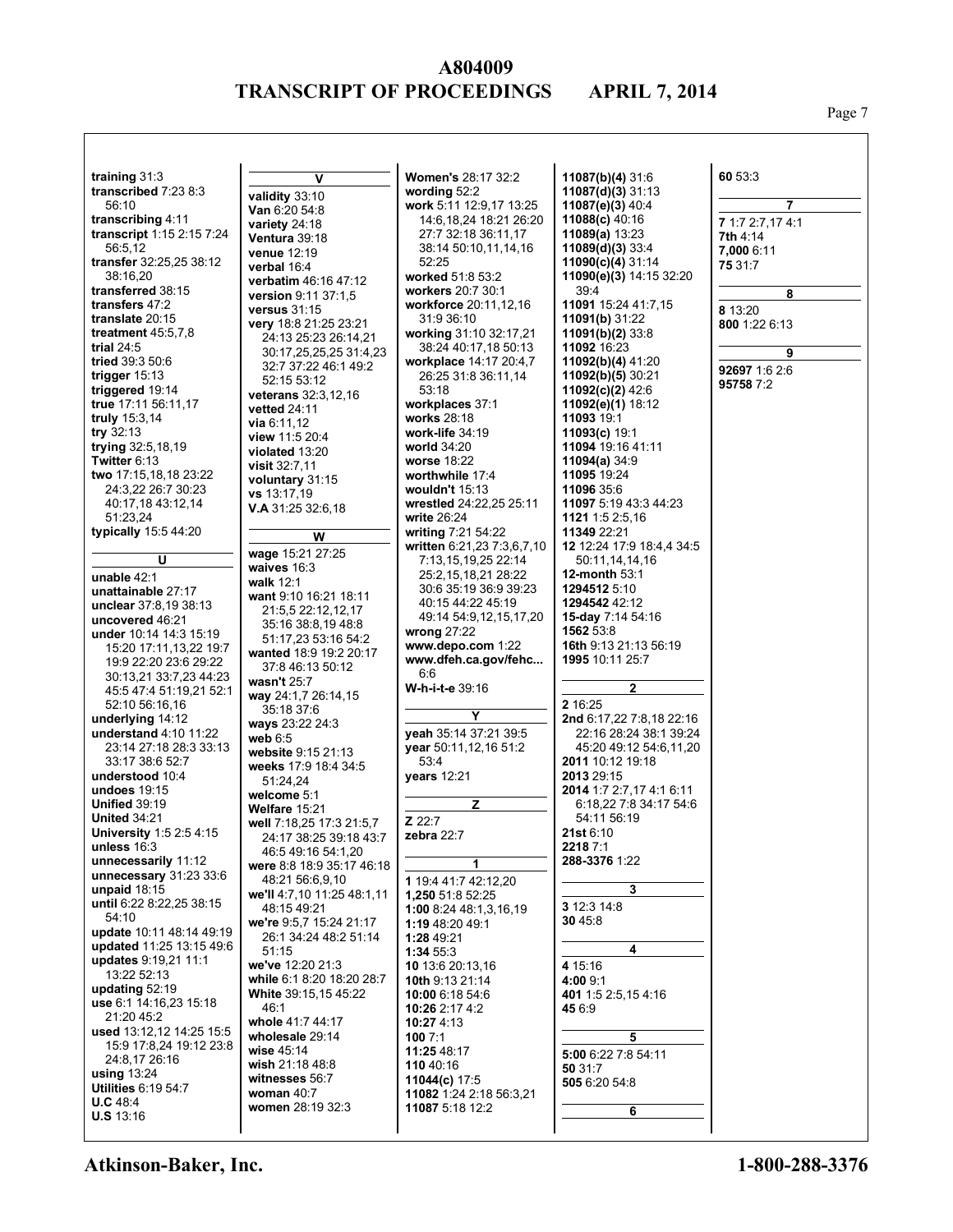**training** 31:3
**transcribed** 7:23 8:3 56:10
**transcribing** 4:11
**transcript** 1:15 2:15 7:24 56:5,12
**transfer** 32:25,25 38:12 38:16,20
**transferred** 38:15
**transfers** 47:2
**translate** 20:15
**treatment** 45:5,7,8
**trial** 24:5
**tried** 39:3 50:6
**trigger** 15:13
**triggered** 19:14
**true** 17:11 56:11,17
**truly** 15:3,14
**try** 32:13
**trying** 32:5,18,19
**Twitter** 6:13
**two** 17:15,18,18 23:22 24:3,22 26:7 30:23 40:17,18 43:12,14 51:23,24
**typically** 15:5 44:20

**U**

**unable** 42:1
**unattainable** 27:17
**unclear** 37:8,19 38:13
**uncovered** 46:21
**under** 10:14 14:3 15:19 15:20 17:11,13,22 19:7 19:9 22:20 23:6 29:22 30:13,21 33:7,23 44:23 45:5 47:4 51:19,21 52:1 52:10 56:16,16
**underlying** 14:12
**understand** 4:10 11:22 23:14 27:18 28:3 33:13 33:17 38:6 52:7
**understood** 10:4
**undoes** 19:15
**Unified** 39:19
**United** 34:21
**University** 1:5 2:5 4:15
**unless** 16:3
**unnecessarily** 11:12
**unnecessary** 31:23 33:6
**unpaid** 18:15
**until** 6:22 8:22,25 38:15 54:10
**update** 10:11 48:14 49:19
**updated** 11:25 13:15 49:6
**updates** 9:19,21 11:1 13:22 52:13
**updating** 52:19
**use** 6:1 14:16,23 15:18 21:20 45:2
**used** 13:12,12 14:25 15:5 15:9 17:8,24 19:12 23:8 24:8,17 26:16
**using** 13:24
**Utilities** 6:19 54:7
**U.C** 48:4
**U.S** 13:16

**V**

**validity** 33:10
**Van** 6:20 54:8
**variety** 24:18
**Ventura** 39:18
**venue** 12:19
**verbal** 16:4
**verbatim** 46:16 47:12
**version** 9:11 37:1,5
**versus** 31:15
**very** 18:8 21:25 23:21 24:13 25:23 26:14,21 30:17,25,25,25 31:4,23 32:7 37:22 46:1 49:2 52:15 53:12
**veterans** 32:3,12,16
**vetted** 24:11
**via** 6:11,12
**view** 11:5 20:4
**violated** 13:20
**visit** 32:7,11
**voluntary** 31:15
**vs** 13:17,19
**V.A** 31:25 32:6,18

**W**

**wage** 15:21 27:25
**waives** 16:3
**walk** 12:1
**want** 9:10 16:21 18:11 21:5,5 22:12,12,17 35:16 38:8,19 48:8 51:17,23 53:16 54:2
**wanted** 18:9 19:2 20:17 37:8 46:13 50:12
**wasn't** 25:7
**way** 24:1,7 26:14,15 35:18 37:6
**ways** 23:22 24:3
**web** 6:5
**website** 9:15 21:13
**weeks** 17:9 18:4 34:5 51:24,24
**welcome** 5:1
**Welfare** 15:21
**well** 7:18,25 17:3 21:5,7 24:17 38:25 39:18 43:7 46:5 49:16 54:1,20
**were** 8:8 18:9 35:17 46:18 48:21 56:6,9,10
**we'll** 4:7,10 11:25 48:1,11 48:15 49:21
**we're** 9:5,7 15:24 21:17 26:1 34:24 48:2 51:14 51:15
**we've** 12:20 21:3
**while** 6:1 8:20 18:20 28:7
**White** 39:15,15 45:22 46:1
**whole** 41:7 44:17
**wholesale** 29:14
**wise** 45:14
**wish** 21:18 48:8
**witnesses** 56:7
**woman** 40:7
**women** 28:19 32:3
**Women's** 28:17 32:2
**wording** 52:2
**work** 5:11 12:9,17 13:25 14:6,18,24 18:21 26:20 27:7 32:18 36:11,17 38:14 50:10,11,14,16 52:25
**worked** 51:8 53:2
**workers** 20:7 30:1
**workforce** 20:11,12,16 31:9 36:10
**working** 31:10 32:17,21 38:24 40:17,18 50:13
**workplace** 14:17 20:4,7 26:25 31:8 36:11,14 53:18
**workplaces** 37:1
**works** 28:18
**work-life** 34:19
**world** 34:20
**worse** 18:22
**worthwhile** 17:4
**wouldn't** 15:13
**wrestled** 24:22,25 25:11
**write** 26:24
**writing** 7:21 54:22
**written** 6:21,23 7:3,6,7,10 7:13,15,19,25 22:14 25:2,15,18,21 28:22 30:6 35:19 36:9 39:23 40:15 44:22 45:19 49:14 54:9,12,15,17,20
**wrong** 27:22
**www.depo.com** 1:22
**www.dfeh.ca.gov/fehc...** 6:6
**W-h-i-t-e** 39:16

**Y**

**yeah** 35:14 37:21 39:5
**year** 50:11,12,16 51:2 53:4
**years** 12:21

**Z**

**Z** 22:7
**zebra** 22:7

**1**

**1** 19:4 41:7 42:12,20
**1,250** 51:8 52:25
**1:00** 8:24 48:1,3,16,19
**1:19** 48:20 49:1
**1:28** 49:21
**1:34** 55:3
**10** 13:6 20:13,16
**10th** 9:13 21:14
**10:00** 6:18 54:6
**10:26** 2:17 4:2
**10:27** 4:13
**100** 7:1
**11:25** 48:17
**110** 40:16
**11044(c)** 17:5
**11082** 1:24 2:18 56:3,21
**11087** 5:18 12:2
**11087(b)(4)** 31:6
**11087(d)(3)** 31:13
**11087(e)(3)** 40:4
**11088(c)** 40:16
**11089(a)** 13:23
**11089(d)(3)** 33:4
**11090(c)(4)** 31:14
**11090(e)(3)** 14:15 32:20 39:4
**11091** 15:24 41:7,15
**11091(b)** 31:22
**11091(b)(2)** 33:8
**11092** 16:23
**11092(b)(4)** 41:20
**11092(b)(5)** 30:21
**11092(c)(2)** 42:6
**11092(e)(1)** 18:12
**11093** 19:1
**11093(c)** 19:1
**11094** 19:16 41:11
**11094(a)** 34:9
**11095** 19:24
**11096** 35:6
**11097** 5:19 43:3 44:23
**1121** 1:5 2:5,16
**11349** 22:21
**12** 12:24 17:9 18:4,4 34:5 50:11,14,14,16
**12-month** 53:1
**1294512** 5:10
**1294542** 42:12
**15-day** 7:14 54:16
**1562** 53:8
**16th** 9:13 21:13 56:19
**1995** 10:11 25:7

**2**

**2** 16:25
**2nd** 6:17,22 7:8,18 22:16 22:16 28:24 38:1 39:24 45:20 49:12 54:6,11,20
**2011** 10:12 19:18
**2013** 29:15
**2014** 1:7 2:7,17 4:1 6:11 6:18,22 7:8 34:17 54:6 54:11 56:19
**21st** 6:10
**2218** 7:1
**288-3376** 1:22

**3**

**3** 12:3 14:8
**30** 45:8

**4**

**4** 15:16
**4:00** 9:1
**401** 1:5 2:5,15 4:16
**45** 6:9

**5**

**5:00** 6:22 7:8 54:11
**50** 31:7
**505** 6:20 54:8

**6**

**60** 53:3

**7**

**7** 1:7 2:7,17 4:1
**7th** 4:14
**7,000** 6:11
**75** 31:7

**8**

**8** 13:20
**800** 1:22 6:13

**9**

**92697** 1:6 2:6
**95758** 7:2